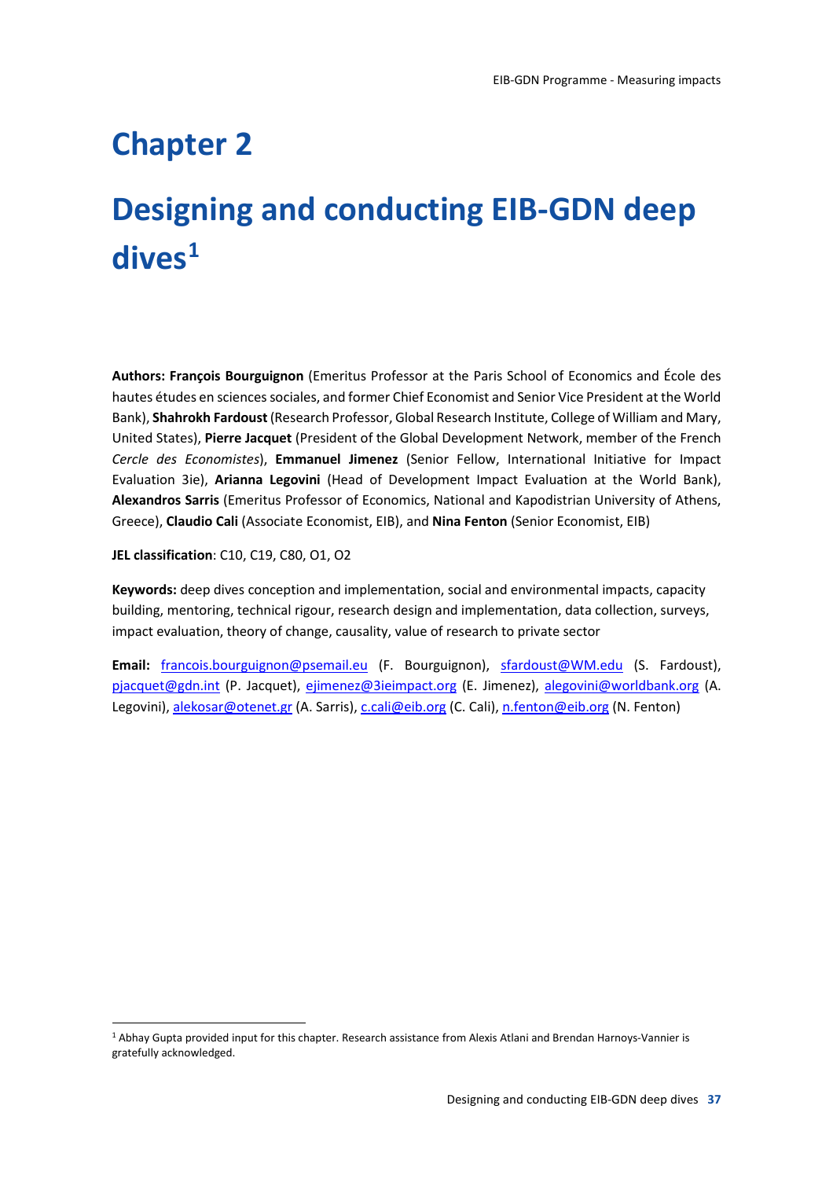# Chapter 2

# Designing and conducting EIB-GDN deep dives[1]

**Authors: François Bourguignon** (Emeritus Professor at the Paris School of Economics and École des hautes études en sciences sociales, and former Chief Economist and Senior Vice President at the World Bank), **Shahrokh Fardoust** (Research Professor, Global Research Institute, College of William and Mary, United States), **Pierre Jacquet** (President of the Global Development Network, member of the French *Cercle des Economistes*), **Emmanuel Jimenez** (Senior Fellow, International Initiative for Impact Evaluation 3ie), **Arianna Legovini** (Head of Development Impact Evaluation at the World Bank), **Alexandros Sarris** (Emeritus Professor of Economics, National and Kapodistrian University of Athens, Greece), **Claudio Cali** (Associate Economist, EIB), and **Nina Fenton** (Senior Economist, EIB)

**JEL classification**: C10, C19, C80, O1, O2

**Keywords:** deep dives conception and implementation, social and environmental impacts, capacity building, mentoring, technical rigour, research design and implementation, data collection, surveys, impact evaluation, theory of change, causality, value of research to private sector

**Email:** francois.bourguignon@psemail.eu (F. Bourguignon), sfardoust@WM.edu (S. Fardoust), pjacquet@gdn.int (P. Jacquet), ejimenez@3ieimpact.org (E. Jimenez), alegovini@worldbank.org (A. Legovini), alekosar@otenet.gr (A. Sarris), c.cali@eib.org (C. Cali), n.fenton@eib.org (N. Fenton)

[1] Abhay Gupta provided input for this chapter. Research assistance from Alexis Atlani and Brendan Harnoys-Vannier is gratefully acknowledged.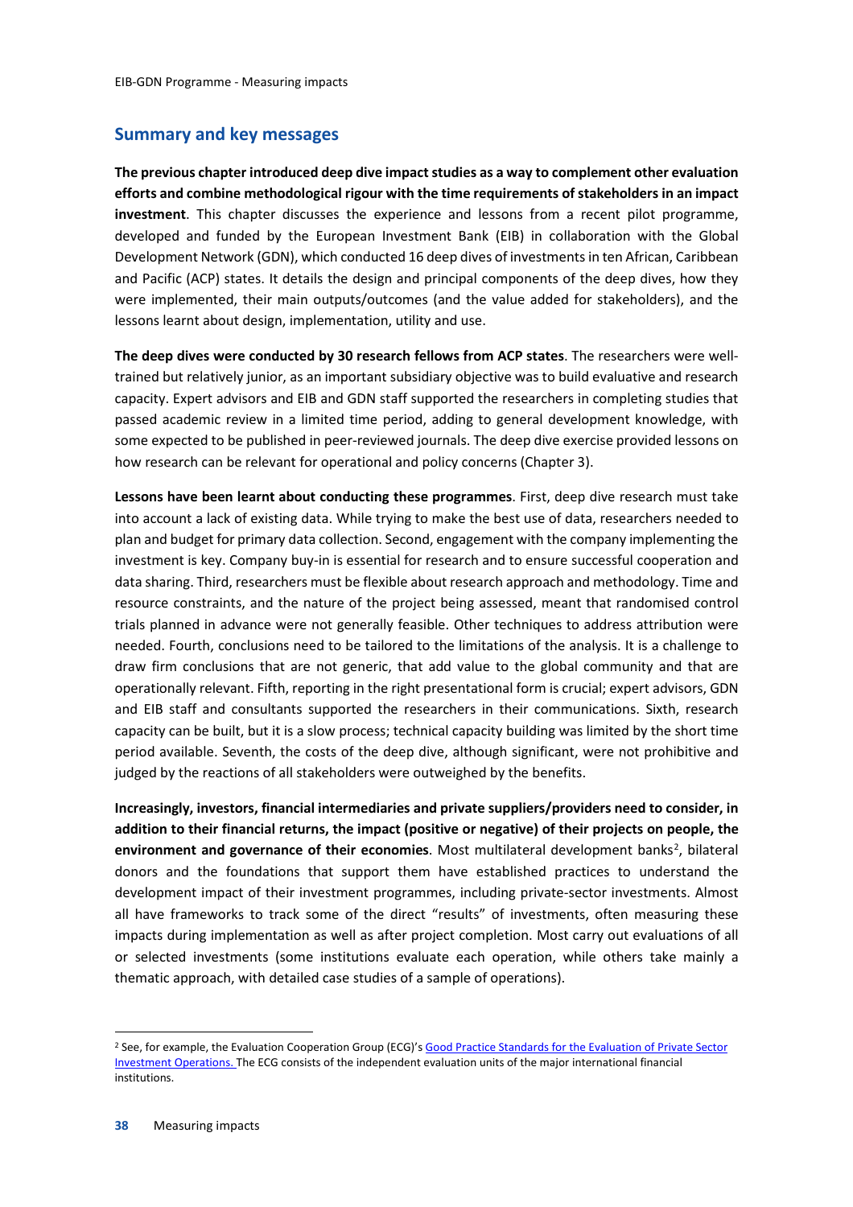## Summary and key messages

**The previous chapter introduced deep dive impact studies as a way to complement other evaluation efforts and combine methodological rigour with the time requirements of stakeholders in an impact investment**. This chapter discusses the experience and lessons from a recent pilot programme, developed and funded by the European Investment Bank (EIB) in collaboration with the Global Development Network (GDN), which conducted 16 deep dives of investments in ten African, Caribbean and Pacific (ACP) states. It details the design and principal components of the deep dives, how they were implemented, their main outputs/outcomes (and the value added for stakeholders), and the lessons learnt about design, implementation, utility and use.

**The deep dives were conducted by 30 research fellows from ACP states**. The researchers were well-trained but relatively junior, as an important subsidiary objective was to build evaluative and research capacity. Expert advisors and EIB and GDN staff supported the researchers in completing studies that passed academic review in a limited time period, adding to general development knowledge, with some expected to be published in peer-reviewed journals. The deep dive exercise provided lessons on how research can be relevant for operational and policy concerns (Chapter 3).

**Lessons have been learnt about conducting these programmes**. First, deep dive research must take into account a lack of existing data. While trying to make the best use of data, researchers needed to plan and budget for primary data collection. Second, engagement with the company implementing the investment is key. Company buy-in is essential for research and to ensure successful cooperation and data sharing. Third, researchers must be flexible about research approach and methodology. Time and resource constraints, and the nature of the project being assessed, meant that randomised control trials planned in advance were not generally feasible. Other techniques to address attribution were needed. Fourth, conclusions need to be tailored to the limitations of the analysis. It is a challenge to draw firm conclusions that are not generic, that add value to the global community and that are operationally relevant. Fifth, reporting in the right presentational form is crucial; expert advisors, GDN and EIB staff and consultants supported the researchers in their communications. Sixth, research capacity can be built, but it is a slow process; technical capacity building was limited by the short time period available. Seventh, the costs of the deep dive, although significant, were not prohibitive and judged by the reactions of all stakeholders were outweighed by the benefits.

**Increasingly, investors, financial intermediaries and private suppliers/providers need to consider, in addition to their financial returns, the impact (positive or negative) of their projects on people, the environment and governance of their economies**. Most multilateral development banks[2], bilateral donors and the foundations that support them have established practices to understand the development impact of their investment programmes, including private-sector investments. Almost all have frameworks to track some of the direct "results" of investments, often measuring these impacts during implementation as well as after project completion. Most carry out evaluations of all or selected investments (some institutions evaluate each operation, while others take mainly a thematic approach, with detailed case studies of a sample of operations).

---

[2] See, for example, the Evaluation Cooperation Group (ECG)'s Good Practice Standards for the Evaluation of Private Sector Investment Operations. The ECG consists of the independent evaluation units of the major international financial institutions.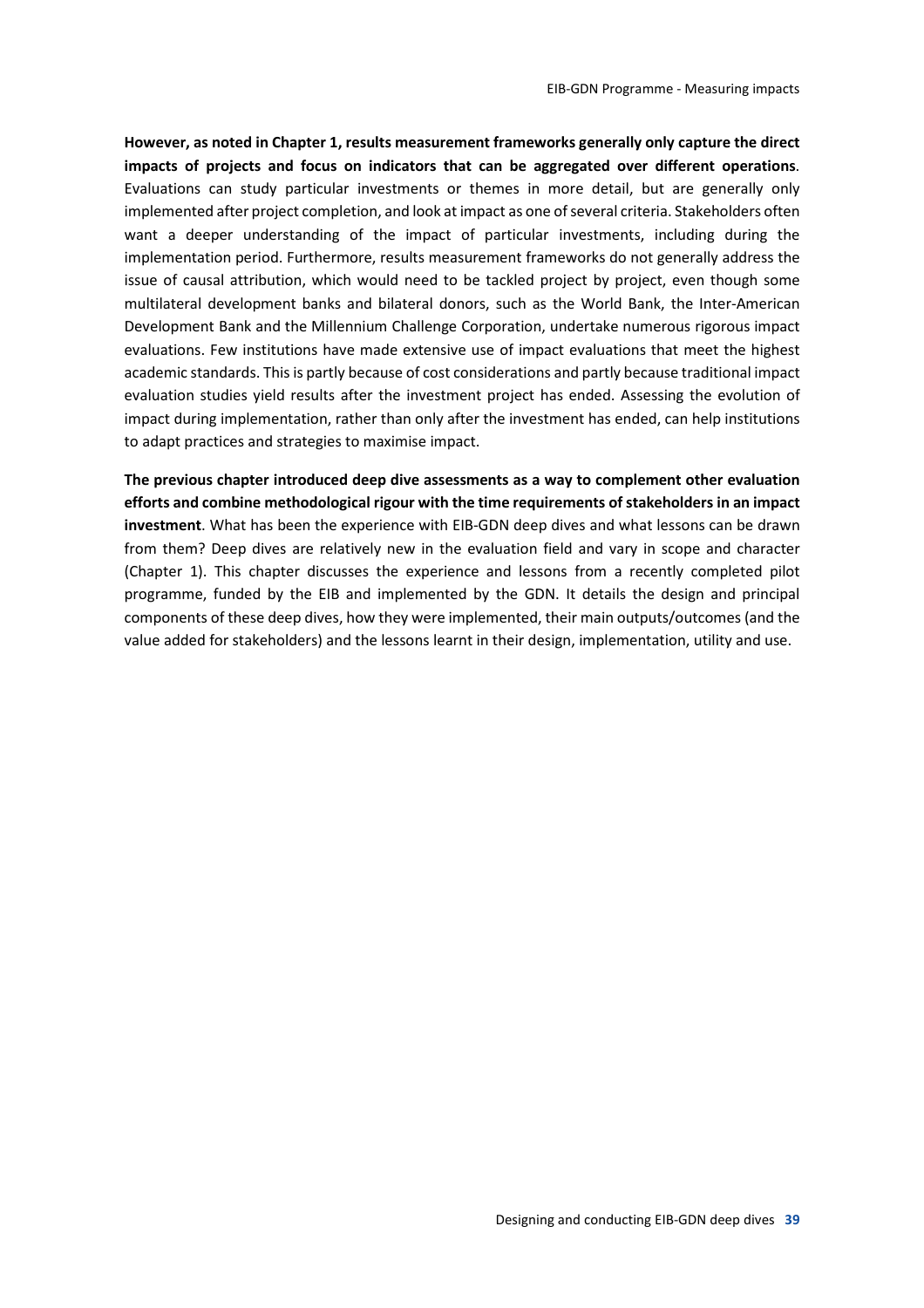**However, as noted in Chapter 1, results measurement frameworks generally only capture the direct impacts of projects and focus on indicators that can be aggregated over different operations**. Evaluations can study particular investments or themes in more detail, but are generally only implemented after project completion, and look at impact as one of several criteria. Stakeholders often want a deeper understanding of the impact of particular investments, including during the implementation period. Furthermore, results measurement frameworks do not generally address the issue of causal attribution, which would need to be tackled project by project, even though some multilateral development banks and bilateral donors, such as the World Bank, the Inter-American Development Bank and the Millennium Challenge Corporation, undertake numerous rigorous impact evaluations. Few institutions have made extensive use of impact evaluations that meet the highest academic standards. This is partly because of cost considerations and partly because traditional impact evaluation studies yield results after the investment project has ended. Assessing the evolution of impact during implementation, rather than only after the investment has ended, can help institutions to adapt practices and strategies to maximise impact.

**The previous chapter introduced deep dive assessments as a way to complement other evaluation efforts and combine methodological rigour with the time requirements of stakeholders in an impact investment**. What has been the experience with EIB-GDN deep dives and what lessons can be drawn from them? Deep dives are relatively new in the evaluation field and vary in scope and character (Chapter 1). This chapter discusses the experience and lessons from a recently completed pilot programme, funded by the EIB and implemented by the GDN. It details the design and principal components of these deep dives, how they were implemented, their main outputs/outcomes (and the value added for stakeholders) and the lessons learnt in their design, implementation, utility and use.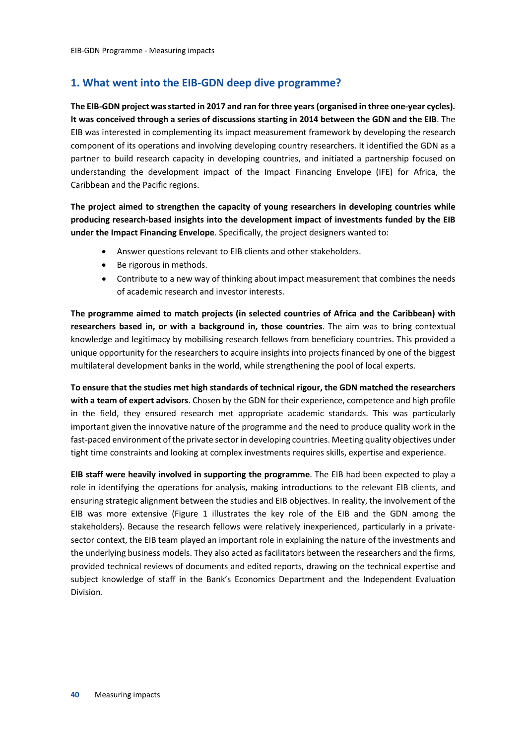## 1. What went into the EIB-GDN deep dive programme?

**The EIB-GDN project was started in 2017 and ran for three years (organised in three one-year cycles). It was conceived through a series of discussions starting in 2014 between the GDN and the EIB**. The EIB was interested in complementing its impact measurement framework by developing the research component of its operations and involving developing country researchers. It identified the GDN as a partner to build research capacity in developing countries, and initiated a partnership focused on understanding the development impact of the Impact Financing Envelope (IFE) for Africa, the Caribbean and the Pacific regions.

**The project aimed to strengthen the capacity of young researchers in developing countries while producing research-based insights into the development impact of investments funded by the EIB under the Impact Financing Envelope**. Specifically, the project designers wanted to:

- Answer questions relevant to EIB clients and other stakeholders.
- Be rigorous in methods.
- Contribute to a new way of thinking about impact measurement that combines the needs of academic research and investor interests.

**The programme aimed to match projects (in selected countries of Africa and the Caribbean) with researchers based in, or with a background in, those countries**. The aim was to bring contextual knowledge and legitimacy by mobilising research fellows from beneficiary countries. This provided a unique opportunity for the researchers to acquire insights into projects financed by one of the biggest multilateral development banks in the world, while strengthening the pool of local experts.

**To ensure that the studies met high standards of technical rigour, the GDN matched the researchers with a team of expert advisors**. Chosen by the GDN for their experience, competence and high profile in the field, they ensured research met appropriate academic standards. This was particularly important given the innovative nature of the programme and the need to produce quality work in the fast-paced environment of the private sector in developing countries. Meeting quality objectives under tight time constraints and looking at complex investments requires skills, expertise and experience.

**EIB staff were heavily involved in supporting the programme**. The EIB had been expected to play a role in identifying the operations for analysis, making introductions to the relevant EIB clients, and ensuring strategic alignment between the studies and EIB objectives. In reality, the involvement of the EIB was more extensive (Figure 1 illustrates the key role of the EIB and the GDN among the stakeholders). Because the research fellows were relatively inexperienced, particularly in a private-sector context, the EIB team played an important role in explaining the nature of the investments and the underlying business models. They also acted as facilitators between the researchers and the firms, provided technical reviews of documents and edited reports, drawing on the technical expertise and subject knowledge of staff in the Bank's Economics Department and the Independent Evaluation Division.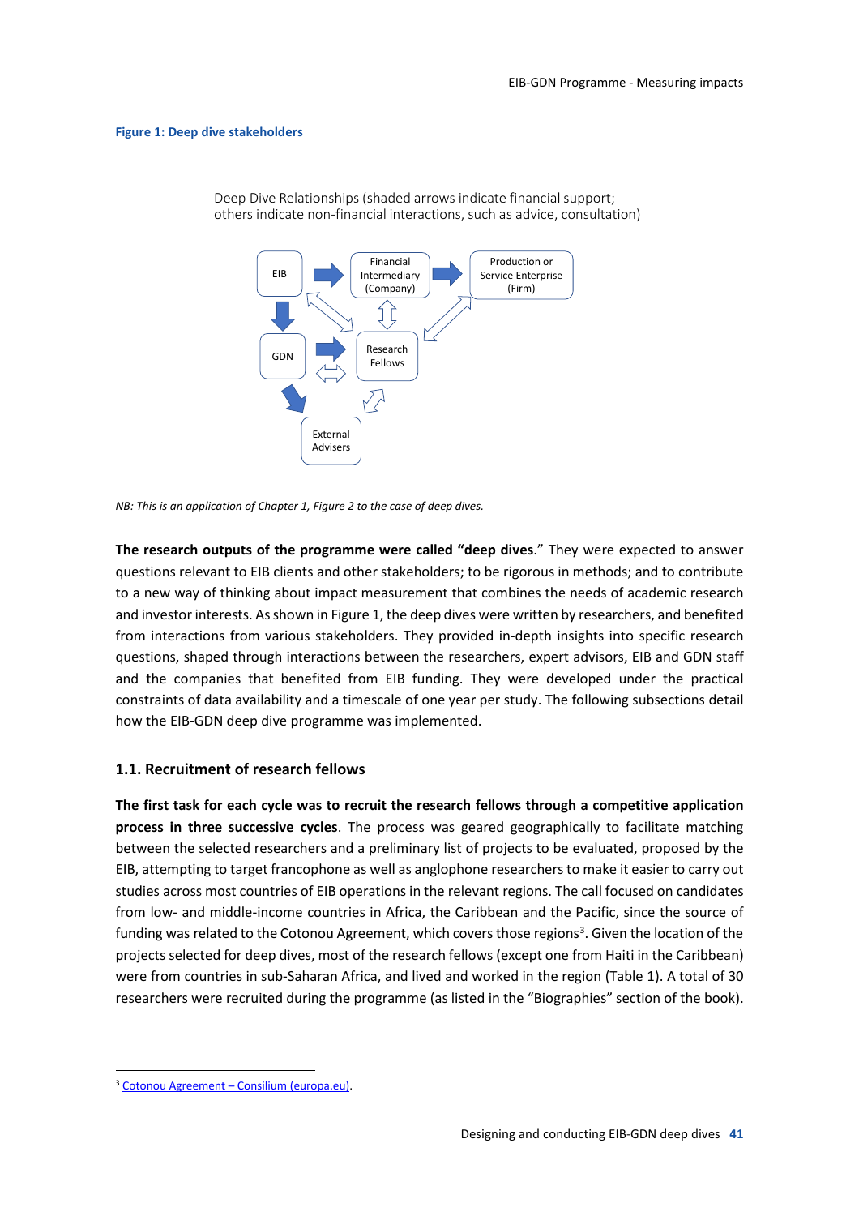**Figure 1: Deep dive stakeholders**

Deep Dive Relationships (shaded arrows indicate financial support; others indicate non-financial interactions, such as advice, consultation)

EIB

Financial Intermediary (Company)

Production or Service Enterprise (Firm)

GDN

Research Fellows

External Advisers

*NB: This is an application of Chapter 1, Figure 2 to the case of deep dives.*

**The research outputs of the programme were called "deep dives**." They were expected to answer questions relevant to EIB clients and other stakeholders; to be rigorous in methods; and to contribute to a new way of thinking about impact measurement that combines the needs of academic research and investor interests. As shown in Figure 1, the deep dives were written by researchers, and benefited from interactions from various stakeholders. They provided in-depth insights into specific research questions, shaped through interactions between the researchers, expert advisors, EIB and GDN staff and the companies that benefited from EIB funding. They were developed under the practical constraints of data availability and a timescale of one year per study. The following subsections detail how the EIB-GDN deep dive programme was implemented.

### 1.1. Recruitment of research fellows

**The first task for each cycle was to recruit the research fellows through a competitive application process in three successive cycles**. The process was geared geographically to facilitate matching between the selected researchers and a preliminary list of projects to be evaluated, proposed by the EIB, attempting to target francophone as well as anglophone researchers to make it easier to carry out studies across most countries of EIB operations in the relevant regions. The call focused on candidates from low- and middle-income countries in Africa, the Caribbean and the Pacific, since the source of funding was related to the Cotonou Agreement, which covers those regions[3]. Given the location of the projects selected for deep dives, most of the research fellows (except one from Haiti in the Caribbean) were from countries in sub-Saharan Africa, and lived and worked in the region (Table 1). A total of 30 researchers were recruited during the programme (as listed in the "Biographies" section of the book).

[3] Cotonou Agreement – Consilium (europa.eu).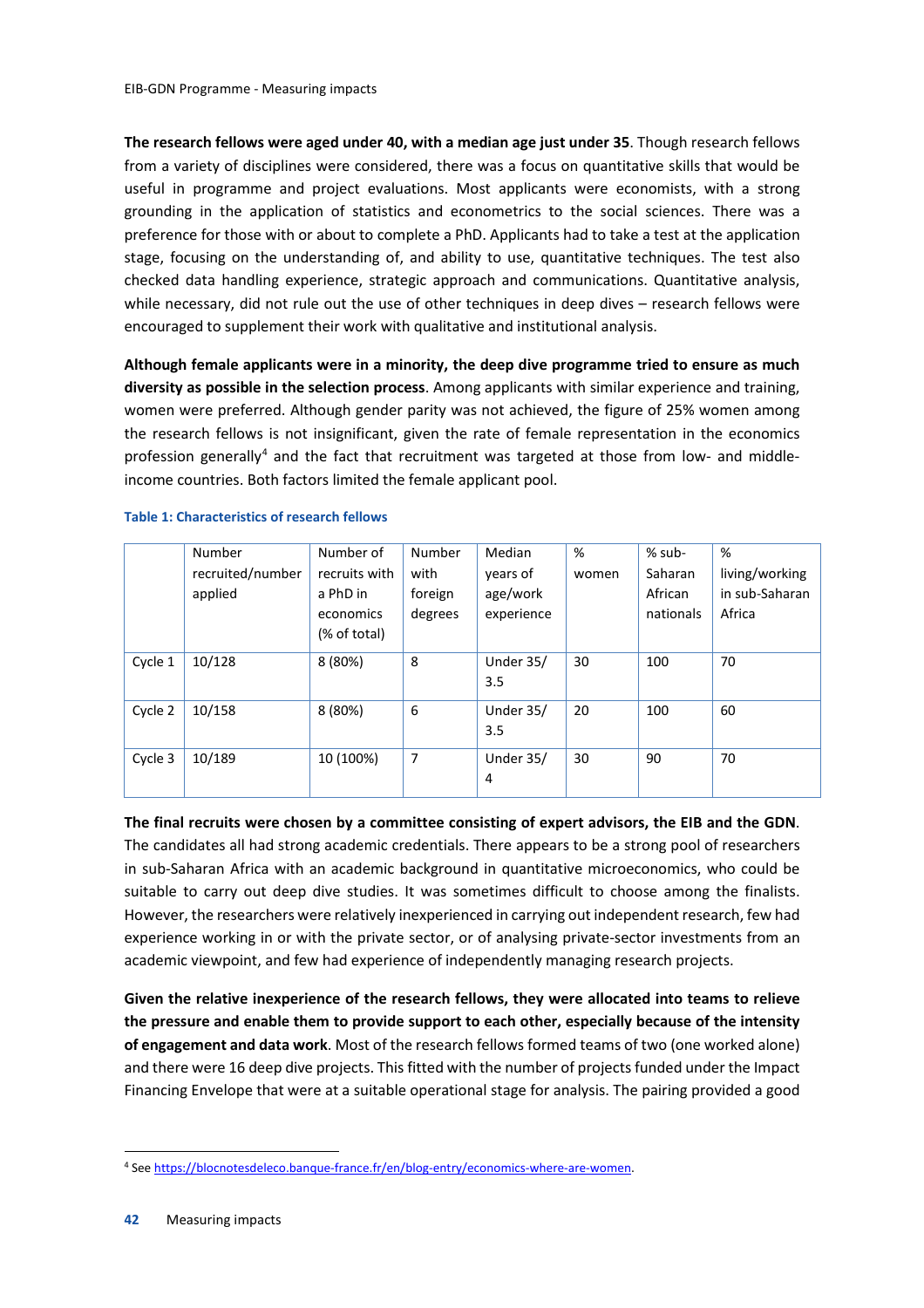**The research fellows were aged under 40, with a median age just under 35**. Though research fellows from a variety of disciplines were considered, there was a focus on quantitative skills that would be useful in programme and project evaluations. Most applicants were economists, with a strong grounding in the application of statistics and econometrics to the social sciences. There was a preference for those with or about to complete a PhD. Applicants had to take a test at the application stage, focusing on the understanding of, and ability to use, quantitative techniques. The test also checked data handling experience, strategic approach and communications. Quantitative analysis, while necessary, did not rule out the use of other techniques in deep dives – research fellows were encouraged to supplement their work with qualitative and institutional analysis.

**Although female applicants were in a minority, the deep dive programme tried to ensure as much diversity as possible in the selection process**. Among applicants with similar experience and training, women were preferred. Although gender parity was not achieved, the figure of 25% women among the research fellows is not insignificant, given the rate of female representation in the economics profession generally[4] and the fact that recruitment was targeted at those from low- and middle-income countries. Both factors limited the female applicant pool.

**Table 1: Characteristics of research fellows**

| | Number recruited/number applied | Number of recruits with a PhD in economics (% of total) | Number with foreign degrees | Median years of age/work experience | % women | % sub-Saharan African nationals | % living/working in sub-Saharan Africa |
|---|---|---|---|---|---|---|---|
| Cycle 1 | 10/128 | 8 (80%) | 8 | Under 35/ 3.5 | 30 | 100 | 70 |
| Cycle 2 | 10/158 | 8 (80%) | 6 | Under 35/ 3.5 | 20 | 100 | 60 |
| Cycle 3 | 10/189 | 10 (100%) | 7 | Under 35/ 4 | 30 | 90 | 70 |

**The final recruits were chosen by a committee consisting of expert advisors, the EIB and the GDN**. The candidates all had strong academic credentials. There appears to be a strong pool of researchers in sub-Saharan Africa with an academic background in quantitative microeconomics, who could be suitable to carry out deep dive studies. It was sometimes difficult to choose among the finalists. However, the researchers were relatively inexperienced in carrying out independent research, few had experience working in or with the private sector, or of analysing private-sector investments from an academic viewpoint, and few had experience of independently managing research projects.

**Given the relative inexperience of the research fellows, they were allocated into teams to relieve the pressure and enable them to provide support to each other, especially because of the intensity of engagement and data work**. Most of the research fellows formed teams of two (one worked alone) and there were 16 deep dive projects. This fitted with the number of projects funded under the Impact Financing Envelope that were at a suitable operational stage for analysis. The pairing provided a good

[4] See https://blocnotesdeleco.banque-france.fr/en/blog-entry/economics-where-are-women.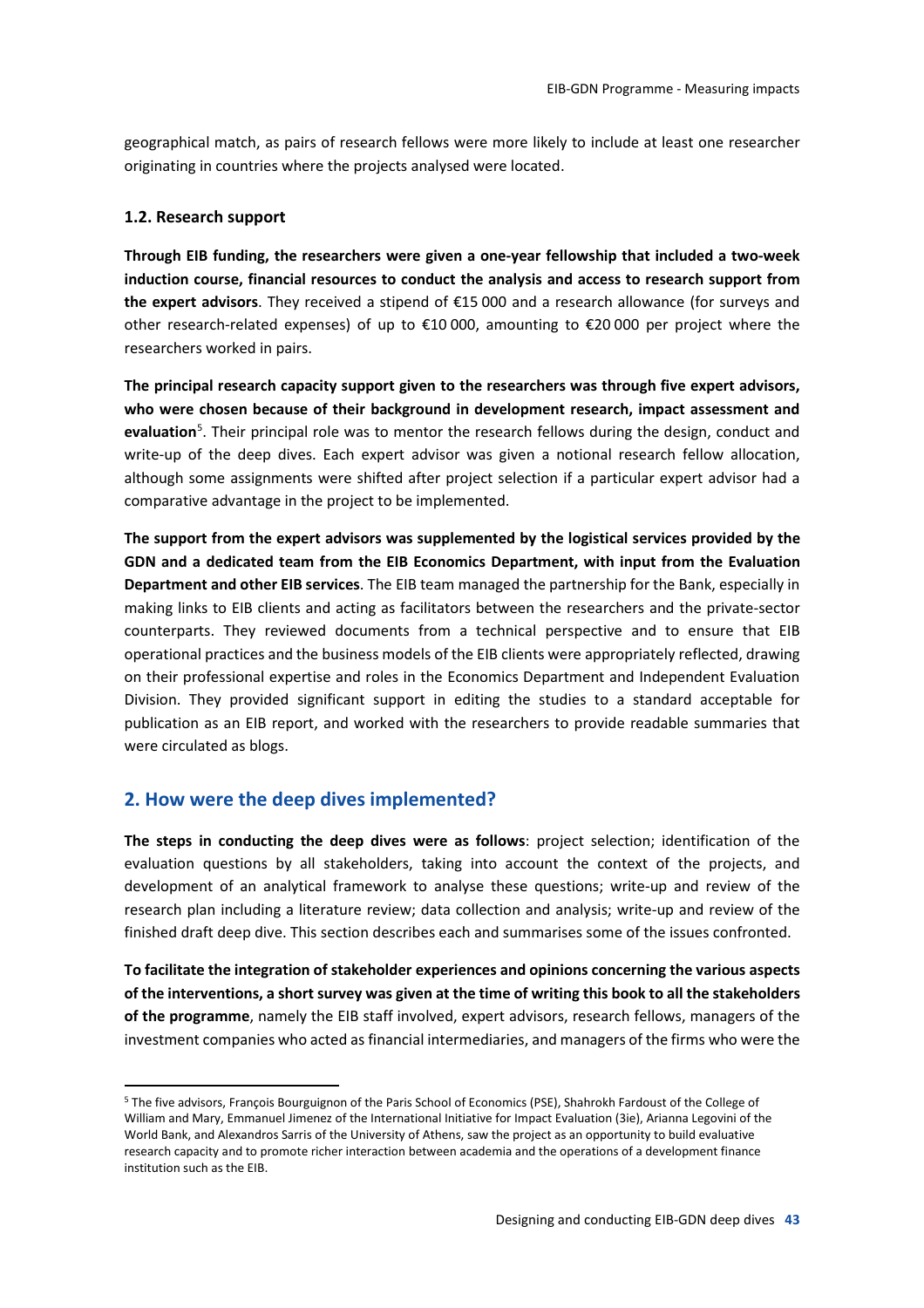geographical match, as pairs of research fellows were more likely to include at least one researcher originating in countries where the projects analysed were located.

### 1.2. Research support

**Through EIB funding, the researchers were given a one-year fellowship that included a two-week induction course, financial resources to conduct the analysis and access to research support from the expert advisors**. They received a stipend of €15 000 and a research allowance (for surveys and other research-related expenses) of up to €10 000, amounting to €20 000 per project where the researchers worked in pairs.

**The principal research capacity support given to the researchers was through five expert advisors, who were chosen because of their background in development research, impact assessment and evaluation**[5]. Their principal role was to mentor the research fellows during the design, conduct and write-up of the deep dives. Each expert advisor was given a notional research fellow allocation, although some assignments were shifted after project selection if a particular expert advisor had a comparative advantage in the project to be implemented.

**The support from the expert advisors was supplemented by the logistical services provided by the GDN and a dedicated team from the EIB Economics Department, with input from the Evaluation Department and other EIB services**. The EIB team managed the partnership for the Bank, especially in making links to EIB clients and acting as facilitators between the researchers and the private-sector counterparts. They reviewed documents from a technical perspective and to ensure that EIB operational practices and the business models of the EIB clients were appropriately reflected, drawing on their professional expertise and roles in the Economics Department and Independent Evaluation Division. They provided significant support in editing the studies to a standard acceptable for publication as an EIB report, and worked with the researchers to provide readable summaries that were circulated as blogs.

## 2. How were the deep dives implemented?

**The steps in conducting the deep dives were as follows**: project selection; identification of the evaluation questions by all stakeholders, taking into account the context of the projects, and development of an analytical framework to analyse these questions; write-up and review of the research plan including a literature review; data collection and analysis; write-up and review of the finished draft deep dive. This section describes each and summarises some of the issues confronted.

**To facilitate the integration of stakeholder experiences and opinions concerning the various aspects of the interventions, a short survey was given at the time of writing this book to all the stakeholders of the programme**, namely the EIB staff involved, expert advisors, research fellows, managers of the investment companies who acted as financial intermediaries, and managers of the firms who were the

---

[5] The five advisors, François Bourguignon of the Paris School of Economics (PSE), Shahrokh Fardoust of the College of William and Mary, Emmanuel Jimenez of the International Initiative for Impact Evaluation (3ie), Arianna Legovini of the World Bank, and Alexandros Sarris of the University of Athens, saw the project as an opportunity to build evaluative research capacity and to promote richer interaction between academia and the operations of a development finance institution such as the EIB.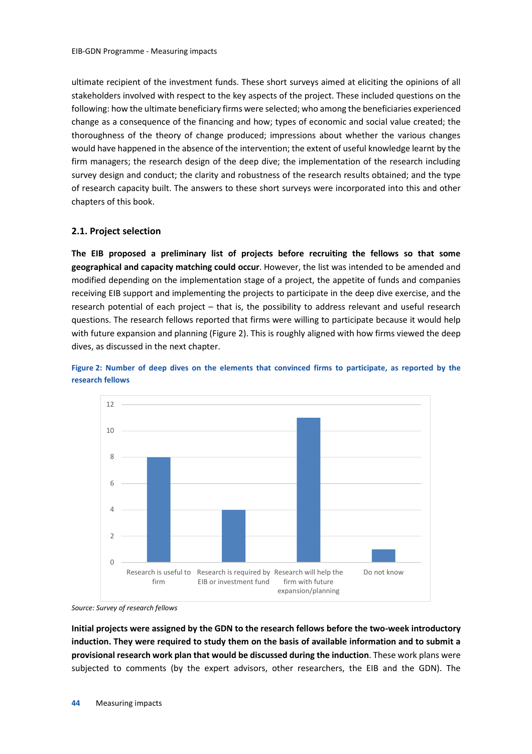ultimate recipient of the investment funds. These short surveys aimed at eliciting the opinions of all stakeholders involved with respect to the key aspects of the project. These included questions on the following: how the ultimate beneficiary firms were selected; who among the beneficiaries experienced change as a consequence of the financing and how; types of economic and social value created; the thoroughness of the theory of change produced; impressions about whether the various changes would have happened in the absence of the intervention; the extent of useful knowledge learnt by the firm managers; the research design of the deep dive; the implementation of the research including survey design and conduct; the clarity and robustness of the research results obtained; and the type of research capacity built. The answers to these short surveys were incorporated into this and other chapters of this book.

## 2.1. Project selection

**The EIB proposed a preliminary list of projects before recruiting the fellows so that some geographical and capacity matching could occur**. However, the list was intended to be amended and modified depending on the implementation stage of a project, the appetite of funds and companies receiving EIB support and implementing the projects to participate in the deep dive exercise, and the research potential of each project – that is, the possibility to address relevant and useful research questions. The research fellows reported that firms were willing to participate because it would help with future expansion and planning (Figure 2). This is roughly aligned with how firms viewed the deep dives, as discussed in the next chapter.

**Figure 2: Number of deep dives on the elements that convinced firms to participate, as reported by the research fellows**

| Element | Number of deep dives |
| --- | --- |
| Research is useful to firm | 8 |
| Research is required by EIB or investment fund | 4 |
| Research will help the firm with future expansion/planning | 11 |
| Do not know | 1 |

*Source: Survey of research fellows*

**Initial projects were assigned by the GDN to the research fellows before the two-week introductory induction. They were required to study them on the basis of available information and to submit a provisional research work plan that would be discussed during the induction**. These work plans were subjected to comments (by the expert advisors, other researchers, the EIB and the GDN). The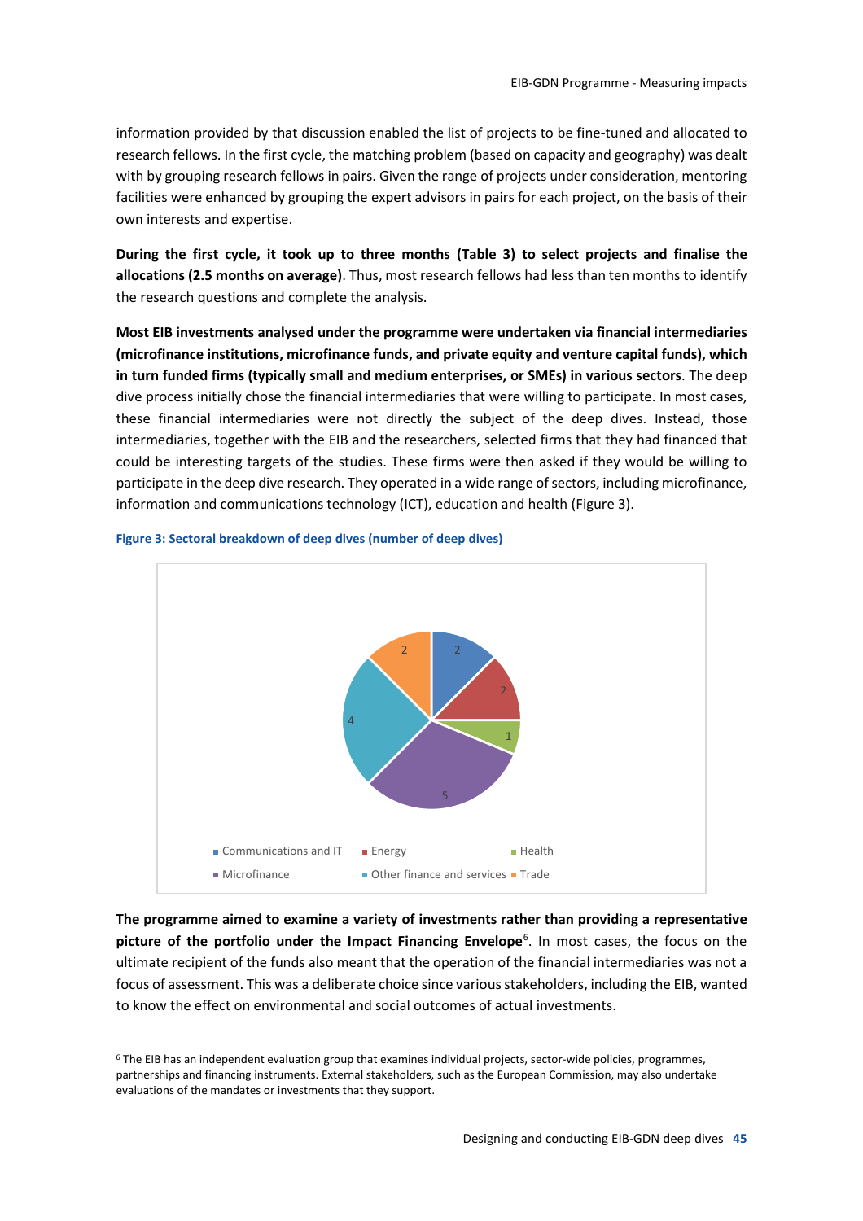information provided by that discussion enabled the list of projects to be fine-tuned and allocated to research fellows. In the first cycle, the matching problem (based on capacity and geography) was dealt with by grouping research fellows in pairs. Given the range of projects under consideration, mentoring facilities were enhanced by grouping the expert advisors in pairs for each project, on the basis of their own interests and expertise.

**During the first cycle, it took up to three months (Table 3) to select projects and finalise the allocations (2.5 months on average)**. Thus, most research fellows had less than ten months to identify the research questions and complete the analysis.

**Most EIB investments analysed under the programme were undertaken via financial intermediaries (microfinance institutions, microfinance funds, and private equity and venture capital funds), which in turn funded firms (typically small and medium enterprises, or SMEs) in various sectors**. The deep dive process initially chose the financial intermediaries that were willing to participate. In most cases, these financial intermediaries were not directly the subject of the deep dives. Instead, those intermediaries, together with the EIB and the researchers, selected firms that they had financed that could be interesting targets of the studies. These firms were then asked if they would be willing to participate in the deep dive research. They operated in a wide range of sectors, including microfinance, information and communications technology (ICT), education and health (Figure 3).

**Figure 3: Sectoral breakdown of deep dives (number of deep dives)**

| Sector | Number of deep dives |
|---|---|
| Communications and IT | 2 |
| Energy | 2 |
| Health | 1 |
| Microfinance | 5 |
| Other finance and services | 4 |
| Trade | 2 |

**The programme aimed to examine a variety of investments rather than providing a representative picture of the portfolio under the Impact Financing Envelope**[6]. In most cases, the focus on the ultimate recipient of the funds also meant that the operation of the financial intermediaries was not a focus of assessment. This was a deliberate choice since various stakeholders, including the EIB, wanted to know the effect on environmental and social outcomes of actual investments.

[6] The EIB has an independent evaluation group that examines individual projects, sector-wide policies, programmes, partnerships and financing instruments. External stakeholders, such as the European Commission, may also undertake evaluations of the mandates or investments that they support.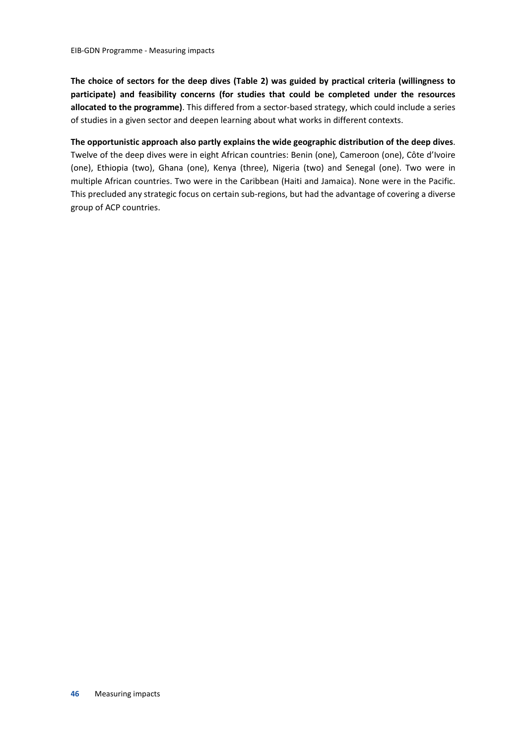**The choice of sectors for the deep dives (Table 2) was guided by practical criteria (willingness to participate) and feasibility concerns (for studies that could be completed under the resources allocated to the programme)**. This differed from a sector-based strategy, which could include a series of studies in a given sector and deepen learning about what works in different contexts.

**The opportunistic approach also partly explains the wide geographic distribution of the deep dives**. Twelve of the deep dives were in eight African countries: Benin (one), Cameroon (one), Côte d'Ivoire (one), Ethiopia (two), Ghana (one), Kenya (three), Nigeria (two) and Senegal (one). Two were in multiple African countries. Two were in the Caribbean (Haiti and Jamaica). None were in the Pacific. This precluded any strategic focus on certain sub-regions, but had the advantage of covering a diverse group of ACP countries.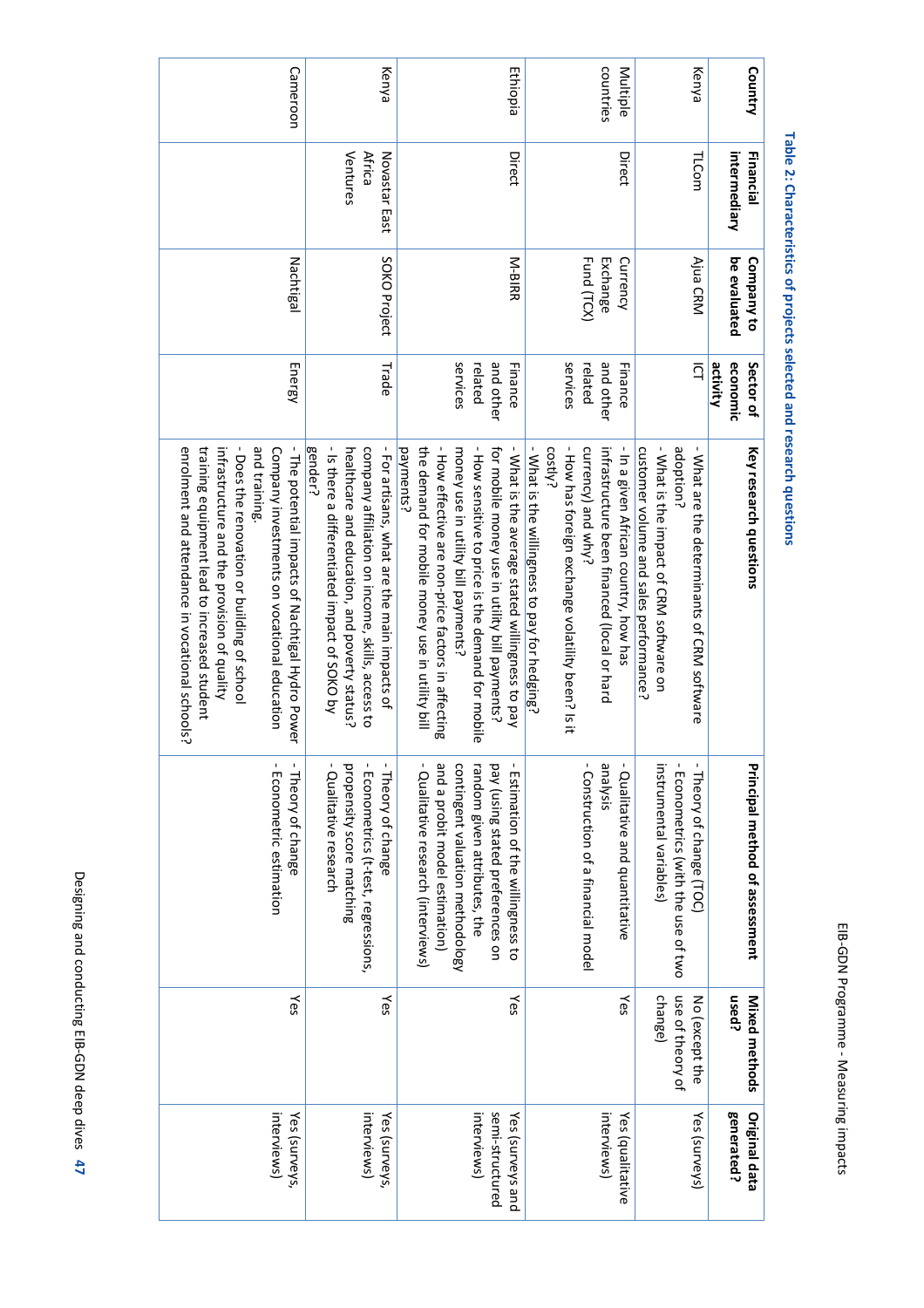**Table 2: Characteristics of projects selected and research questions**

| Country | Financial intermediary | Company to be evaluated | Sector of economic activity | Key research questions | Principal method of assessment | Mixed methods used? | Original data generated? |
|---|---|---|---|---|---|---|---|
| Kenya | TLCom | Ajua CRM | ICT | - What are the determinants of CRM software adoption?<br>- What is the impact of CRM software on customer volume and sales performance? | - Theory of change (TOC)<br>- Econometrics (with the use of two instrumental variables) | No (except the use of theory of change) | Yes (surveys) |
| Multiple countries | Direct | Currency Exchange Fund (TCX) | Finance and other related services | - In a given African country, how has infrastructure been financed (local or hard currency) and why?<br>- How has foreign exchange volatility been? Is it costly?<br>- What is the willingness to pay for hedging? | - Qualitative and quantitative analysis<br>- Construction of a financial model | Yes | Yes (qualitative interviews) |
| Ethiopia | Direct | M-BIRR | Finance and other related services | - What is the average stated willingness to pay for mobile money use in utility bill payments?<br>- How sensitive to price is the demand for mobile money use in utility bill payments?<br>- How effective are non-price factors in affecting the demand for mobile money use in utility bill payments? | - Estimation of the willingness to pay (using stated preferences on random given attributes, the contingent valuation methodology and a probit model estimation)<br>- Qualitative research (interviews) | Yes | Yes (surveys and semi-structured interviews) |
| Kenya | Novastar East Africa Ventures | SOKO Project | Trade | - For artisans, what are the main impacts of company affiliation on income, skills, access to healthcare and education, and poverty status?<br>- Is there a differentiated impact of SOKO by gender? | - Theory of change<br>- Econometrics (t-test, regressions, propensity score matching<br>- Qualitative research | Yes | Yes (surveys, interviews) |
| Cameroon | | Nachtigal | Energy | - The potential impacts of Nachtigal Hydro Power Company investments on vocational education and training.<br>- Does the renovation or building of school infrastructure and the provision of quality training equipment lead to increased student enrolment and attendance in vocational schools? | - Theory of change<br>- Econometric estimation | Yes | Yes (surveys, interviews) |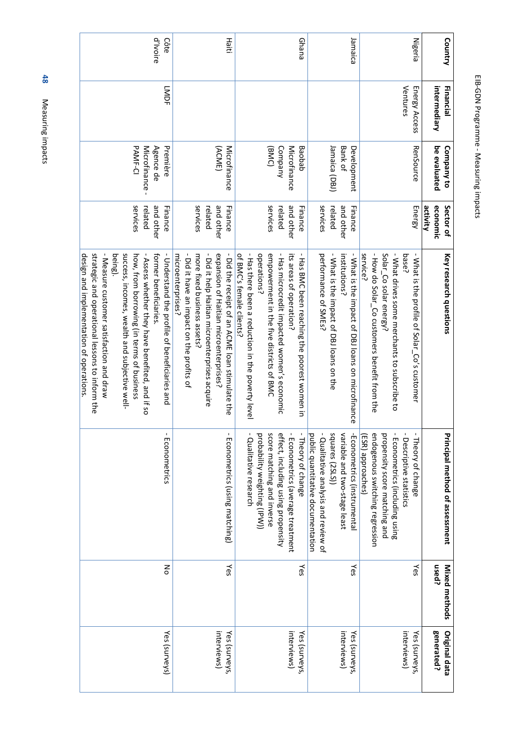| Country | Financial intermediary | Company to be evaluated | Sector of economic activity | Key research questions | Principal method of assessment | Mixed methods used? | Original data generated? |
|---|---|---|---|---|---|---|---|
| Nigeria | Energy Access Ventures | RenSource | Energy | - What is the profile of Solar_Co's customer base?<br>- What drives some merchants to subscribe to Solar_Co solar energy?<br>- How do Solar_Co customers benefit from the service? | - Theory of change<br>- Descriptive statistics<br>- Econometrics (including using propensity score matching and endogenous switching regression (ESR) approaches) | Yes | Yes (surveys, interviews) |
| Jamaica | | Development Bank of Jamaica (DBJ) | Finance and other related services | - What is the impact of DBJ loans on microfinance institutions?<br>- What is the impact of DBJ loans on the performance of SMEs? | -Econometrics (instrumental variable and two-stage least squares (2SLS))<br>- Qualitative analysis and review of public quantitative documentation | Yes | Yes (surveys, interviews) |
| Ghana | | Baobab Microfinance Company (BMC) | Finance and other related services | - Has BMC been reaching the poorest women in its areas of operation?<br>- Has microcredit impacted women's economic empowerment in the five districts of BMC operations?<br>- Has there been a reduction in the poverty level of BMC's female clients? | - Theory of change<br>- Econometrics (average treatment effect, including using propensity score matching and inverse probability weighting (IPW))<br>- Qualitative research | Yes | Yes (surveys, interviews) |
| Haiti | | Microfinance (ACME) | Finance and other related services | - Did the receipt of an ACME loan stimulate the expansion of Haitian microenterprises?<br>- Did it help Haitian microenterprises acquire more fixed business assets?<br>- Did it have an impact on the profits of microenterprises? | - Econometrics (using matching) | Yes | Yes (surveys, interviews) |
| Côte d'Ivoire | LMDF | Première Agence de Microfinance - PAMF-CI | Finance and other related services | - Understand the profile of beneficiaries and former beneficiaries.<br>- Assess whether they have benefited, and if so how, from borrowing (in terms of business success, incomes, wealth and subjective well-being).<br>- Measure customer satisfaction and draw strategic and operational lessons to inform the design and implementation of operations. | - Econometrics | No | Yes (surveys) |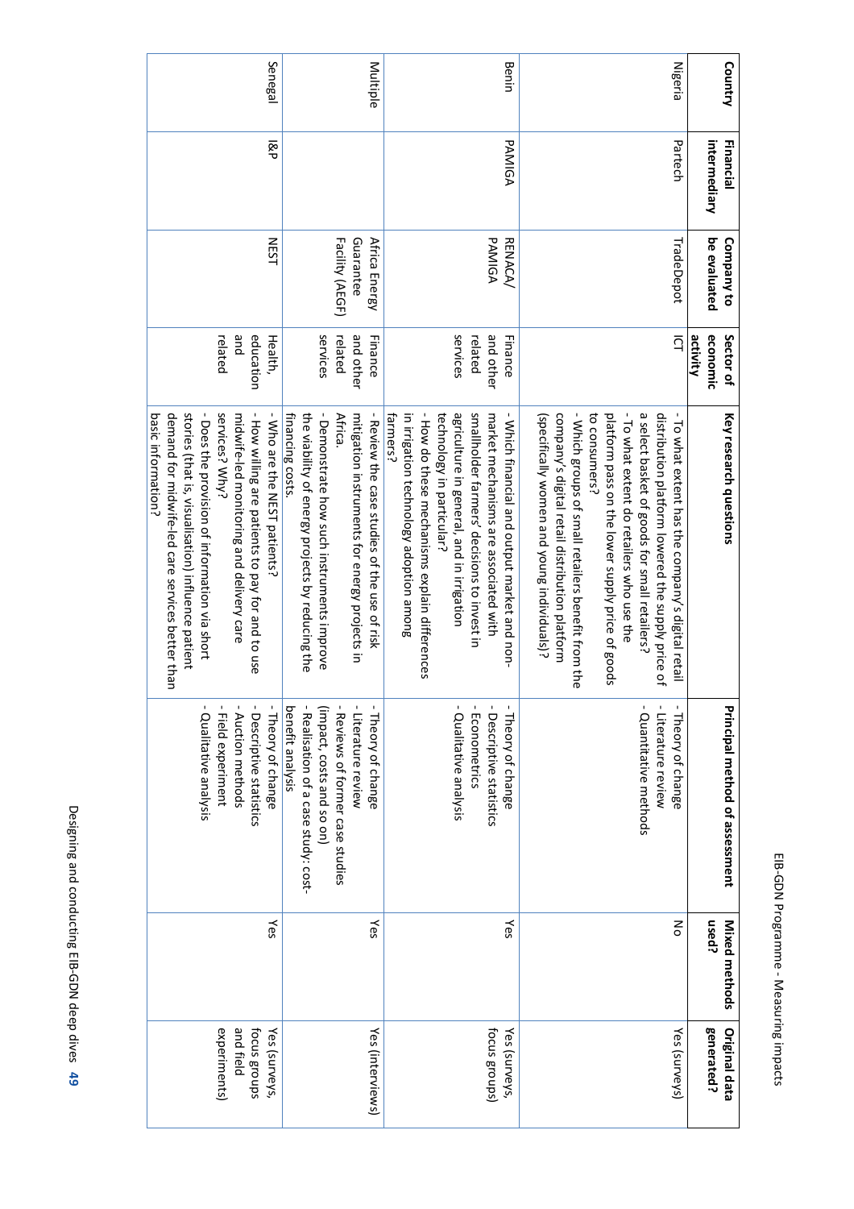| Country | Financial intermediary | Company to be evaluated | Sector of economic activity | Key research questions | Principal method of assessment | Mixed methods used? | Original data generated? |
|---|---|---|---|---|---|---|---|
| Nigeria | Partech | TradeDepot | ICT | - To what extent has the company's digital retail distribution platform lowered the supply price of a select basket of goods for small retailers?<br>- To what extent do retailers who use the platform pass on the lower supply price of goods to consumers?<br>- Which groups of small retailers benefit from the company's digital retail distribution platform (specifically women and young individuals)? | - Theory of change<br>- Literature review<br>- Quantitative methods | No | Yes (surveys) |
| Benin | PAMIGA | RENACA/ PAMIGA | Finance and other related services | - Which financial and output market and non-market mechanisms are associated with smallholder farmers' decisions to invest in agriculture in general, and in irrigation technology in particular?<br>- How do these mechanisms explain differences in irrigation technology adoption among farmers? | - Theory of change<br>- Descriptive statistics<br>- Econometrics<br>- Qualitative analysis | Yes | Yes (surveys, focus groups) |
| Multiple | | Africa Energy Guarantee Facility (AEGF) | Finance and other related services | - Review the case studies of the use of risk mitigation instruments for energy projects in Africa.<br>- Demonstrate how such instruments improve the viability of energy projects by reducing the financing costs. | - Theory of change<br>- Literature review<br>- Reviews of former case studies (impact, costs and so on)<br>- Realisation of a case study: cost-benefit analysis | Yes | Yes (interviews) |
| Senegal | I&P | NEST | Health, education and related | - Who are the NEST patients?<br>- How willing are patients to pay for and to use midwife-led monitoring and delivery care services? Why?<br>- Does the provision of information via short stories (that is, visualisation) influence patient demand for midwife-led care services better than basic information? | - Theory of change<br>- Descriptive statistics<br>- Auction methods<br>- Field experiment<br>- Qualitative analysis | Yes | Yes (surveys, focus groups and field experiments) |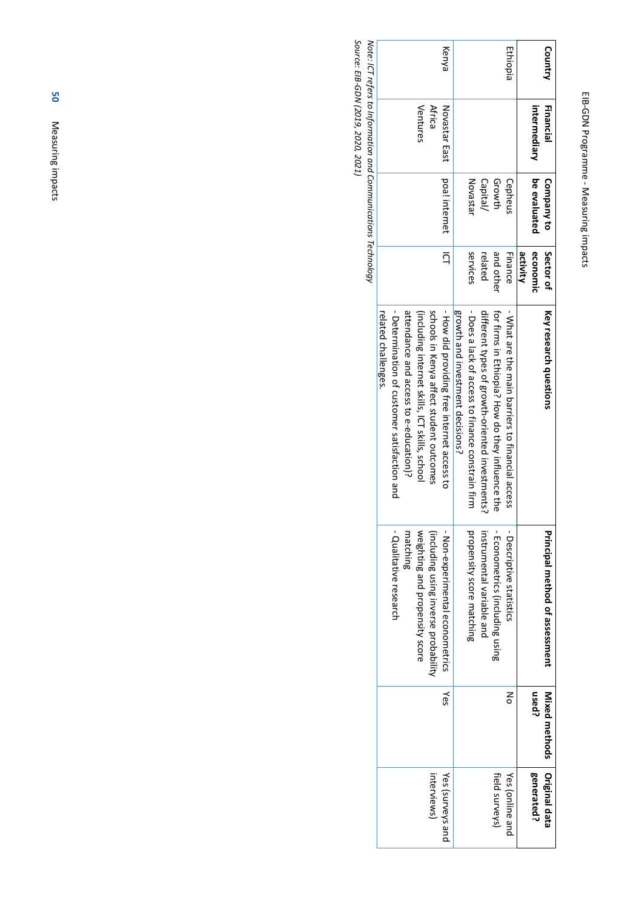| Country | Financial intermediary | Company to be evaluated | Sector of economic activity | Key research questions | Principal method of assessment | Mixed methods used? | Original data generated? |
|---|---|---|---|---|---|---|---|
| Ethiopia | | Cepheus Growth Capital/ Novastar | Finance and other related services | - What are the main barriers to financial access for firms in Ethiopia? How do they influence the different types of growth-oriented investments?<br>- Does a lack of access to finance constrain firm growth and investment decisions? | - Descriptive statistics<br>- Econometrics (including using instrumental variable and propensity score matching | No | Yes (online and field surveys) |
| Kenya | Novastar East Africa Ventures | poa! internet | ICT | - How did providing free internet access to schools in Kenya affect student outcomes (including internet skills, ICT skills, school attendance and access to e-education)?<br>- Determination of customer satisfaction and related challenges. | - Non-experimental econometrics (including using inverse probability weighting and propensity score matching<br>- Qualitative research | Yes | Yes (surveys and interviews) |

*Note: ICT refers to Information and Communications Technology*

*Source: EIB-GDN (2019, 2020, 2021)*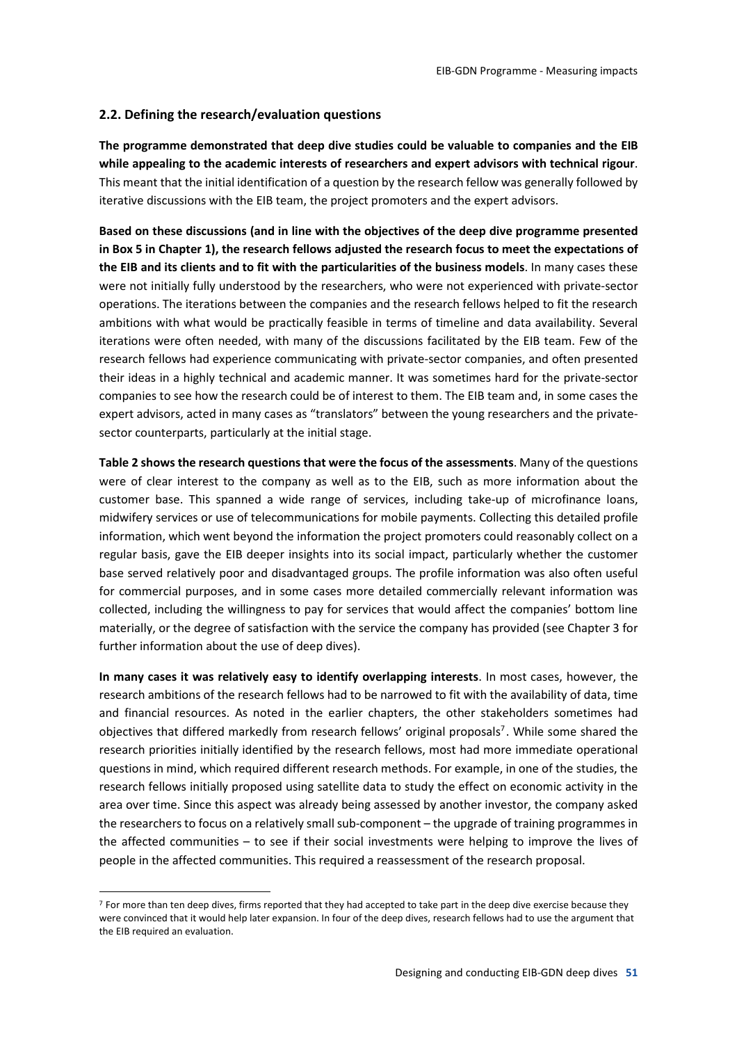## 2.2. Defining the research/evaluation questions

**The programme demonstrated that deep dive studies could be valuable to companies and the EIB while appealing to the academic interests of researchers and expert advisors with technical rigour**. This meant that the initial identification of a question by the research fellow was generally followed by iterative discussions with the EIB team, the project promoters and the expert advisors.

**Based on these discussions (and in line with the objectives of the deep dive programme presented in Box 5 in Chapter 1), the research fellows adjusted the research focus to meet the expectations of the EIB and its clients and to fit with the particularities of the business models**. In many cases these were not initially fully understood by the researchers, who were not experienced with private-sector operations. The iterations between the companies and the research fellows helped to fit the research ambitions with what would be practically feasible in terms of timeline and data availability. Several iterations were often needed, with many of the discussions facilitated by the EIB team. Few of the research fellows had experience communicating with private-sector companies, and often presented their ideas in a highly technical and academic manner. It was sometimes hard for the private-sector companies to see how the research could be of interest to them. The EIB team and, in some cases the expert advisors, acted in many cases as "translators" between the young researchers and the private-sector counterparts, particularly at the initial stage.

**Table 2 shows the research questions that were the focus of the assessments**. Many of the questions were of clear interest to the company as well as to the EIB, such as more information about the customer base. This spanned a wide range of services, including take-up of microfinance loans, midwifery services or use of telecommunications for mobile payments. Collecting this detailed profile information, which went beyond the information the project promoters could reasonably collect on a regular basis, gave the EIB deeper insights into its social impact, particularly whether the customer base served relatively poor and disadvantaged groups. The profile information was also often useful for commercial purposes, and in some cases more detailed commercially relevant information was collected, including the willingness to pay for services that would affect the companies' bottom line materially, or the degree of satisfaction with the service the company has provided (see Chapter 3 for further information about the use of deep dives).

**In many cases it was relatively easy to identify overlapping interests**. In most cases, however, the research ambitions of the research fellows had to be narrowed to fit with the availability of data, time and financial resources. As noted in the earlier chapters, the other stakeholders sometimes had objectives that differed markedly from research fellows' original proposals[7]. While some shared the research priorities initially identified by the research fellows, most had more immediate operational questions in mind, which required different research methods. For example, in one of the studies, the research fellows initially proposed using satellite data to study the effect on economic activity in the area over time. Since this aspect was already being assessed by another investor, the company asked the researchers to focus on a relatively small sub-component – the upgrade of training programmes in the affected communities – to see if their social investments were helping to improve the lives of people in the affected communities. This required a reassessment of the research proposal.

[7] For more than ten deep dives, firms reported that they had accepted to take part in the deep dive exercise because they were convinced that it would help later expansion. In four of the deep dives, research fellows had to use the argument that the EIB required an evaluation.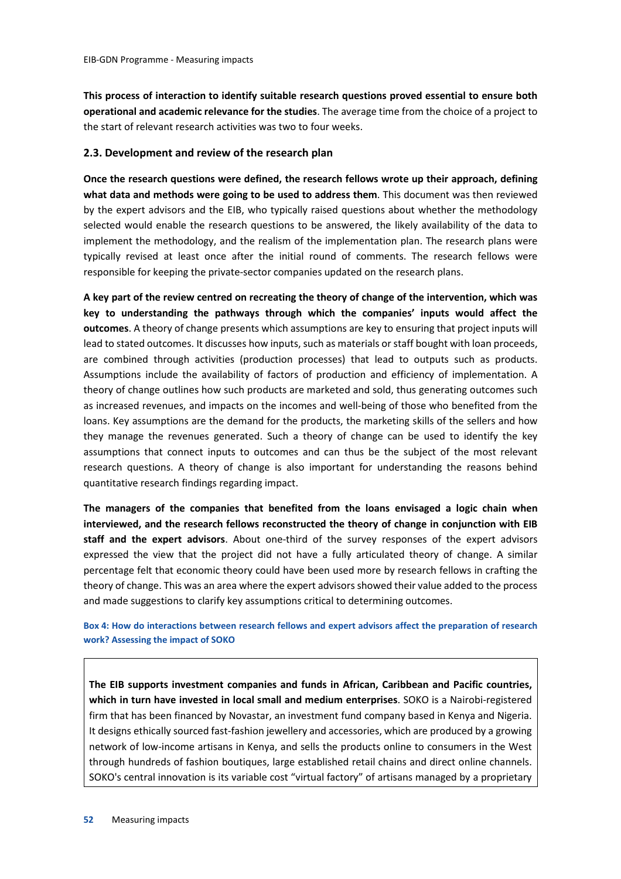**This process of interaction to identify suitable research questions proved essential to ensure both operational and academic relevance for the studies**. The average time from the choice of a project to the start of relevant research activities was two to four weeks.

### 2.3. Development and review of the research plan

**Once the research questions were defined, the research fellows wrote up their approach, defining what data and methods were going to be used to address them**. This document was then reviewed by the expert advisors and the EIB, who typically raised questions about whether the methodology selected would enable the research questions to be answered, the likely availability of the data to implement the methodology, and the realism of the implementation plan. The research plans were typically revised at least once after the initial round of comments. The research fellows were responsible for keeping the private-sector companies updated on the research plans.

**A key part of the review centred on recreating the theory of change of the intervention, which was key to understanding the pathways through which the companies' inputs would affect the outcomes**. A theory of change presents which assumptions are key to ensuring that project inputs will lead to stated outcomes. It discusses how inputs, such as materials or staff bought with loan proceeds, are combined through activities (production processes) that lead to outputs such as products. Assumptions include the availability of factors of production and efficiency of implementation. A theory of change outlines how such products are marketed and sold, thus generating outcomes such as increased revenues, and impacts on the incomes and well-being of those who benefited from the loans. Key assumptions are the demand for the products, the marketing skills of the sellers and how they manage the revenues generated. Such a theory of change can be used to identify the key assumptions that connect inputs to outcomes and can thus be the subject of the most relevant research questions. A theory of change is also important for understanding the reasons behind quantitative research findings regarding impact.

**The managers of the companies that benefited from the loans envisaged a logic chain when interviewed, and the research fellows reconstructed the theory of change in conjunction with EIB staff and the expert advisors**. About one-third of the survey responses of the expert advisors expressed the view that the project did not have a fully articulated theory of change. A similar percentage felt that economic theory could have been used more by research fellows in crafting the theory of change. This was an area where the expert advisors showed their value added to the process and made suggestions to clarify key assumptions critical to determining outcomes.

**Box 4: How do interactions between research fellows and expert advisors affect the preparation of research work? Assessing the impact of SOKO**

**The EIB supports investment companies and funds in African, Caribbean and Pacific countries, which in turn have invested in local small and medium enterprises**. SOKO is a Nairobi-registered firm that has been financed by Novastar, an investment fund company based in Kenya and Nigeria. It designs ethically sourced fast-fashion jewellery and accessories, which are produced by a growing network of low-income artisans in Kenya, and sells the products online to consumers in the West through hundreds of fashion boutiques, large established retail chains and direct online channels. SOKO's central innovation is its variable cost "virtual factory" of artisans managed by a proprietary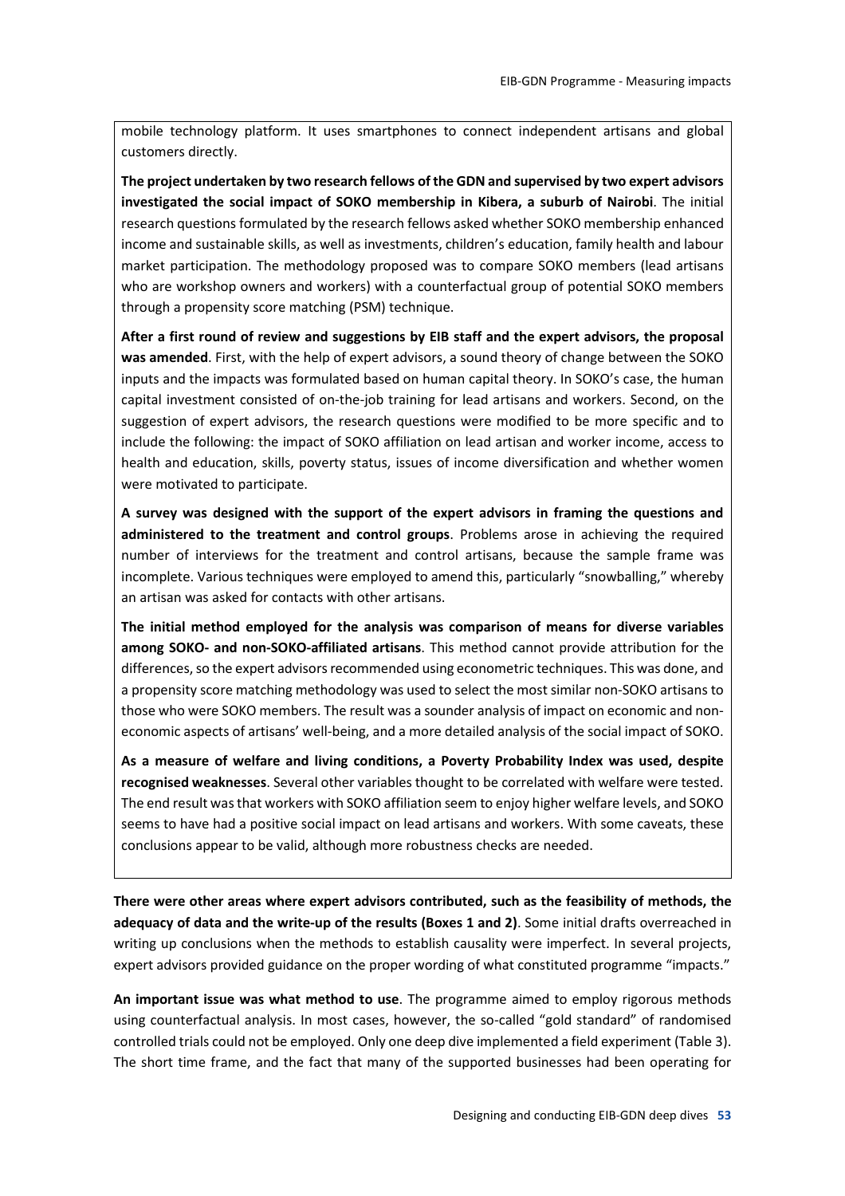mobile technology platform. It uses smartphones to connect independent artisans and global customers directly.

**The project undertaken by two research fellows of the GDN and supervised by two expert advisors investigated the social impact of SOKO membership in Kibera, a suburb of Nairobi**. The initial research questions formulated by the research fellows asked whether SOKO membership enhanced income and sustainable skills, as well as investments, children's education, family health and labour market participation. The methodology proposed was to compare SOKO members (lead artisans who are workshop owners and workers) with a counterfactual group of potential SOKO members through a propensity score matching (PSM) technique.

**After a first round of review and suggestions by EIB staff and the expert advisors, the proposal was amended**. First, with the help of expert advisors, a sound theory of change between the SOKO inputs and the impacts was formulated based on human capital theory. In SOKO's case, the human capital investment consisted of on-the-job training for lead artisans and workers. Second, on the suggestion of expert advisors, the research questions were modified to be more specific and to include the following: the impact of SOKO affiliation on lead artisan and worker income, access to health and education, skills, poverty status, issues of income diversification and whether women were motivated to participate.

**A survey was designed with the support of the expert advisors in framing the questions and administered to the treatment and control groups**. Problems arose in achieving the required number of interviews for the treatment and control artisans, because the sample frame was incomplete. Various techniques were employed to amend this, particularly "snowballing," whereby an artisan was asked for contacts with other artisans.

**The initial method employed for the analysis was comparison of means for diverse variables among SOKO- and non-SOKO-affiliated artisans**. This method cannot provide attribution for the differences, so the expert advisors recommended using econometric techniques. This was done, and a propensity score matching methodology was used to select the most similar non-SOKO artisans to those who were SOKO members. The result was a sounder analysis of impact on economic and non-economic aspects of artisans' well-being, and a more detailed analysis of the social impact of SOKO.

**As a measure of welfare and living conditions, a Poverty Probability Index was used, despite recognised weaknesses**. Several other variables thought to be correlated with welfare were tested. The end result was that workers with SOKO affiliation seem to enjoy higher welfare levels, and SOKO seems to have had a positive social impact on lead artisans and workers. With some caveats, these conclusions appear to be valid, although more robustness checks are needed.

**There were other areas where expert advisors contributed, such as the feasibility of methods, the adequacy of data and the write-up of the results (Boxes 1 and 2)**. Some initial drafts overreached in writing up conclusions when the methods to establish causality were imperfect. In several projects, expert advisors provided guidance on the proper wording of what constituted programme "impacts."

**An important issue was what method to use**. The programme aimed to employ rigorous methods using counterfactual analysis. In most cases, however, the so-called "gold standard" of randomised controlled trials could not be employed. Only one deep dive implemented a field experiment (Table 3). The short time frame, and the fact that many of the supported businesses had been operating for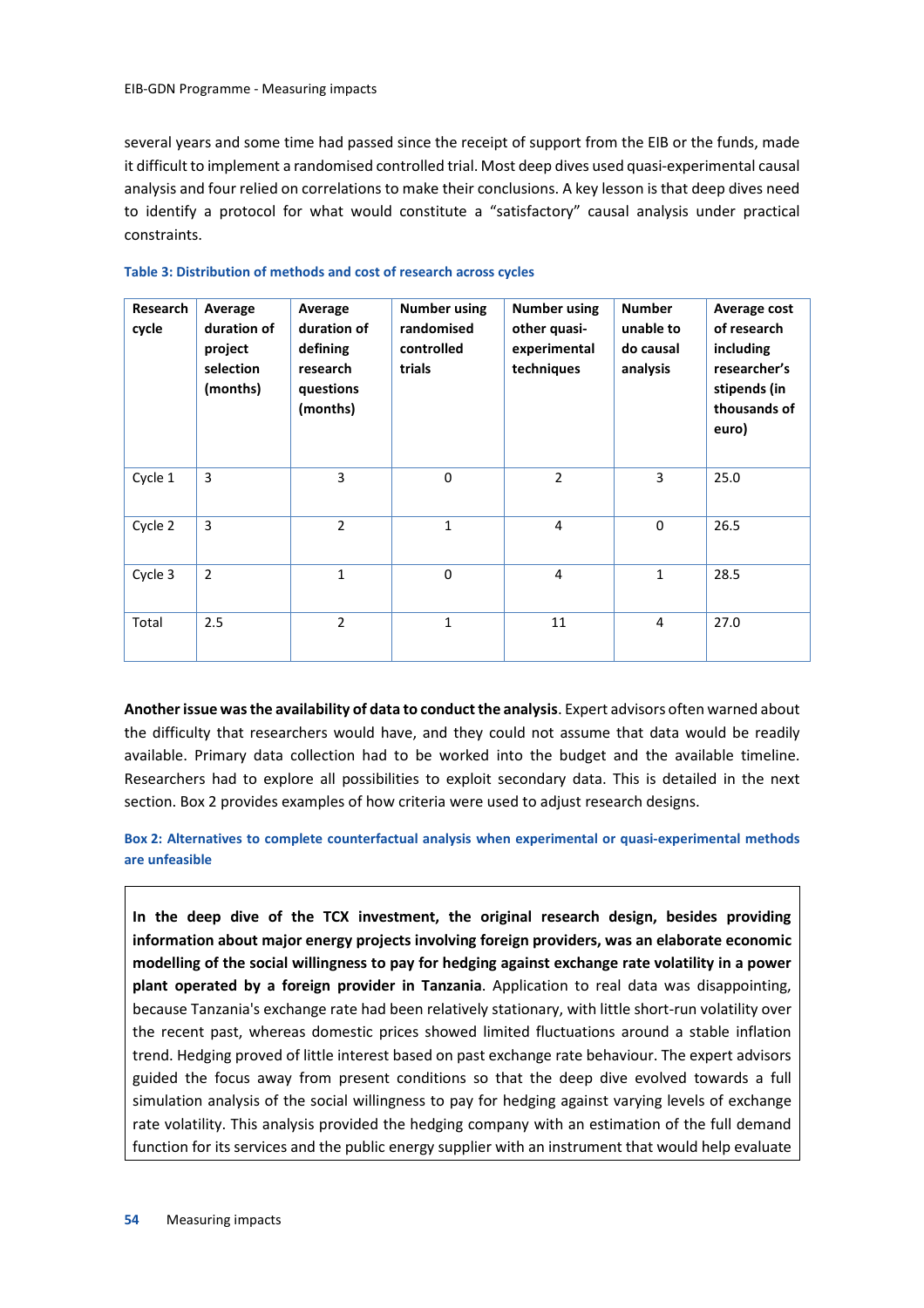several years and some time had passed since the receipt of support from the EIB or the funds, made it difficult to implement a randomised controlled trial. Most deep dives used quasi-experimental causal analysis and four relied on correlations to make their conclusions. A key lesson is that deep dives need to identify a protocol for what would constitute a “satisfactory” causal analysis under practical constraints.

**Table 3: Distribution of methods and cost of research across cycles**

| Research cycle | Average duration of project selection (months) | Average duration of defining research questions (months) | Number using randomised controlled trials | Number using other quasi-experimental techniques | Number unable to do causal analysis | Average cost of research including researcher’s stipends (in thousands of euro) |
|---|---|---|---|---|---|---|
| Cycle 1 | 3 | 3 | 0 | 2 | 3 | 25.0 |
| Cycle 2 | 3 | 2 | 1 | 4 | 0 | 26.5 |
| Cycle 3 | 2 | 1 | 0 | 4 | 1 | 28.5 |
| Total | 2.5 | 2 | 1 | 11 | 4 | 27.0 |

**Another issue was the availability of data to conduct the analysis**. Expert advisors often warned about the difficulty that researchers would have, and they could not assume that data would be readily available. Primary data collection had to be worked into the budget and the available timeline. Researchers had to explore all possibilities to exploit secondary data. This is detailed in the next section. Box 2 provides examples of how criteria were used to adjust research designs.

**Box 2: Alternatives to complete counterfactual analysis when experimental or quasi-experimental methods are unfeasible**

**In the deep dive of the TCX investment, the original research design, besides providing information about major energy projects involving foreign providers, was an elaborate economic modelling of the social willingness to pay for hedging against exchange rate volatility in a power plant operated by a foreign provider in Tanzania**. Application to real data was disappointing, because Tanzania's exchange rate had been relatively stationary, with little short-run volatility over the recent past, whereas domestic prices showed limited fluctuations around a stable inflation trend. Hedging proved of little interest based on past exchange rate behaviour. The expert advisors guided the focus away from present conditions so that the deep dive evolved towards a full simulation analysis of the social willingness to pay for hedging against varying levels of exchange rate volatility. This analysis provided the hedging company with an estimation of the full demand function for its services and the public energy supplier with an instrument that would help evaluate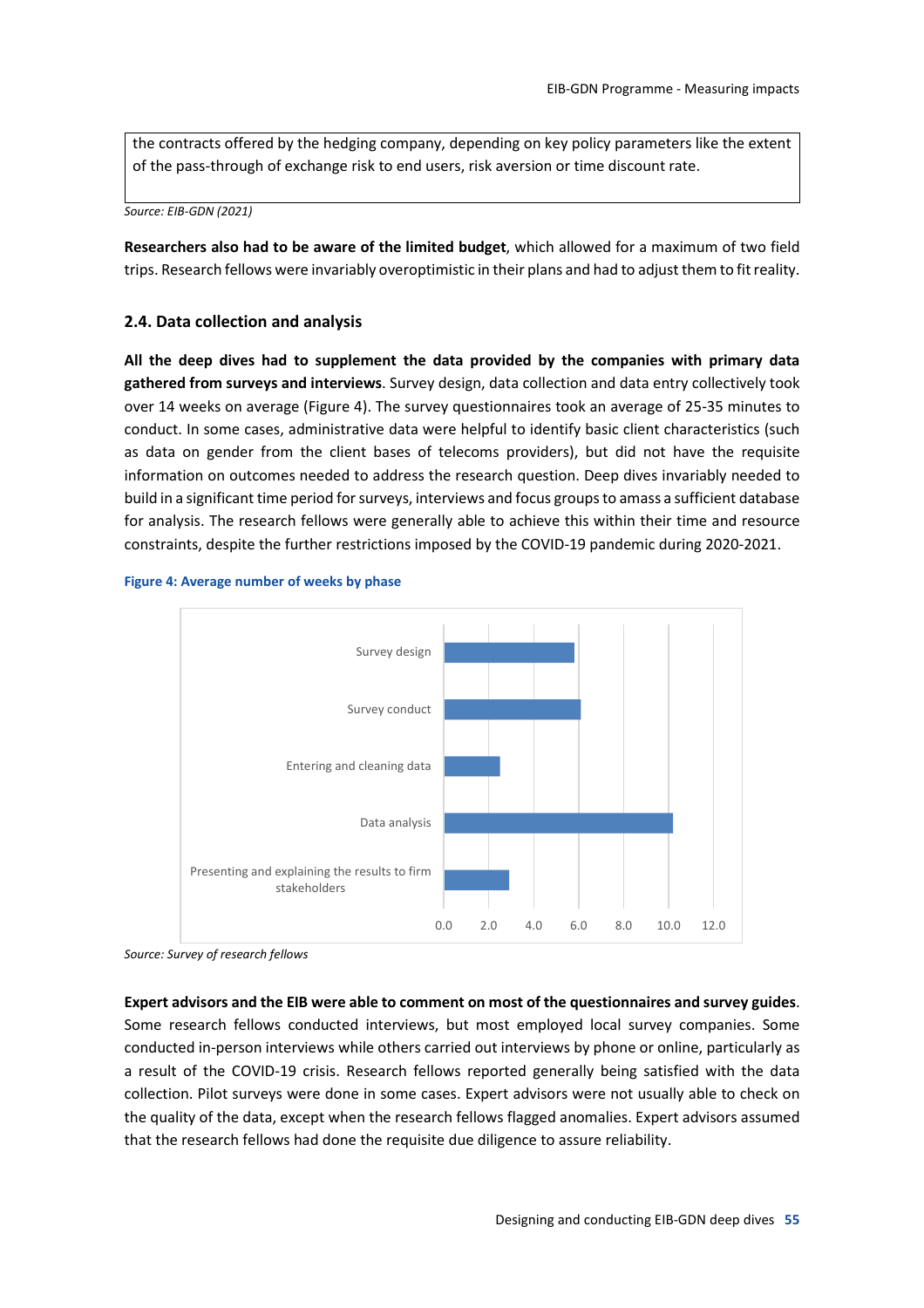the contracts offered by the hedging company, depending on key policy parameters like the extent of the pass-through of exchange risk to end users, risk aversion or time discount rate.

*Source: EIB-GDN (2021)*

**Researchers also had to be aware of the limited budget**, which allowed for a maximum of two field trips. Research fellows were invariably overoptimistic in their plans and had to adjust them to fit reality.

### 2.4. Data collection and analysis

**All the deep dives had to supplement the data provided by the companies with primary data gathered from surveys and interviews**. Survey design, data collection and data entry collectively took over 14 weeks on average (Figure 4). The survey questionnaires took an average of 25-35 minutes to conduct. In some cases, administrative data were helpful to identify basic client characteristics (such as data on gender from the client bases of telecoms providers), but did not have the requisite information on outcomes needed to address the research question. Deep dives invariably needed to build in a significant time period for surveys, interviews and focus groups to amass a sufficient database for analysis. The research fellows were generally able to achieve this within their time and resource constraints, despite the further restrictions imposed by the COVID-19 pandemic during 2020-2021.

**Figure 4: Average number of weeks by phase**

| Phase | Average number of weeks (approx.) |
|---|---|
| Survey design | 5.8 |
| Survey conduct | 6.1 |
| Entering and cleaning data | 2.5 |
| Data analysis | 10.2 |
| Presenting and explaining the results to firm stakeholders | 2.9 |

*Source: Survey of research fellows*

**Expert advisors and the EIB were able to comment on most of the questionnaires and survey guides**. Some research fellows conducted interviews, but most employed local survey companies. Some conducted in-person interviews while others carried out interviews by phone or online, particularly as a result of the COVID-19 crisis. Research fellows reported generally being satisfied with the data collection. Pilot surveys were done in some cases. Expert advisors were not usually able to check on the quality of the data, except when the research fellows flagged anomalies. Expert advisors assumed that the research fellows had done the requisite due diligence to assure reliability.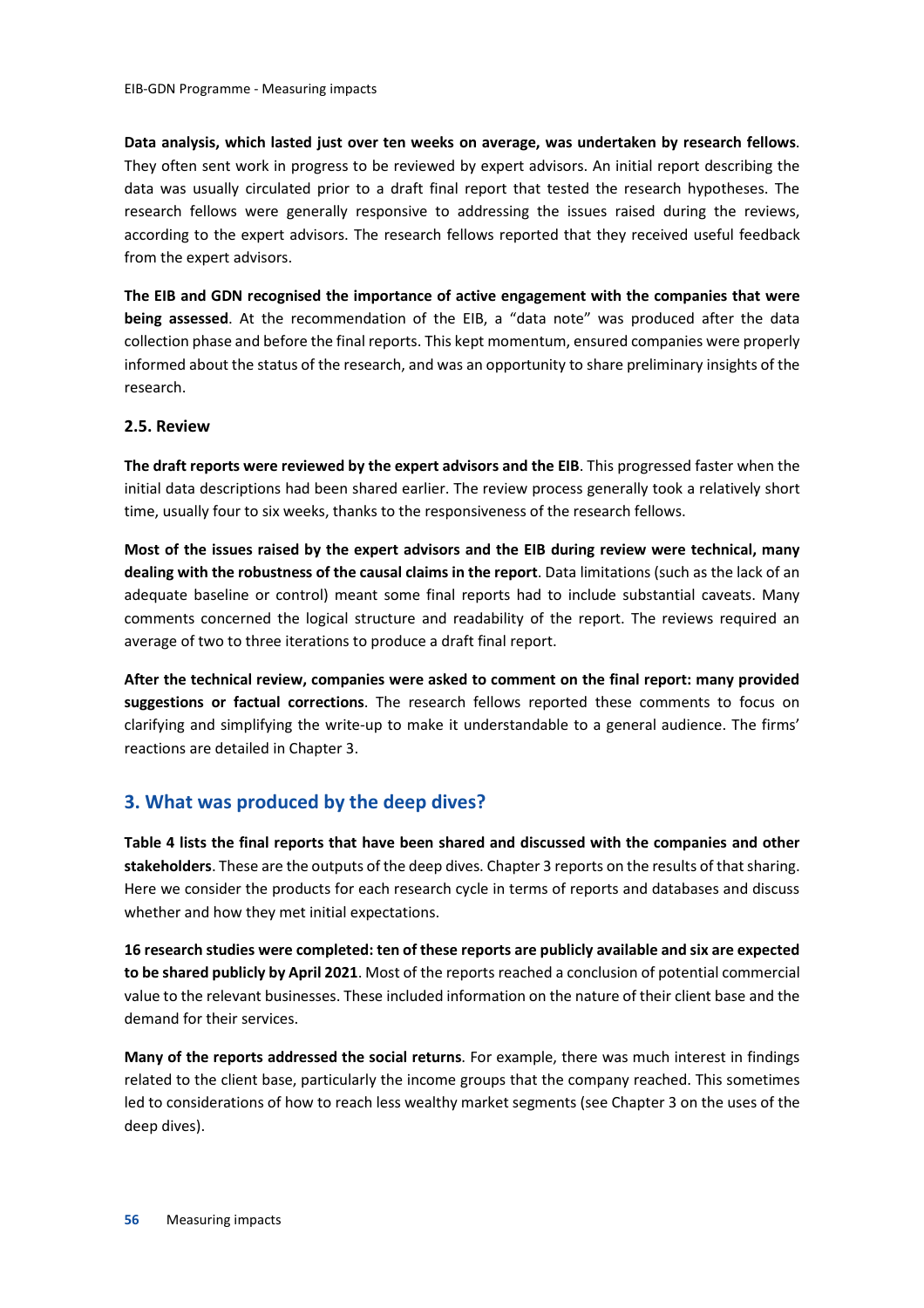**Data analysis, which lasted just over ten weeks on average, was undertaken by research fellows**. They often sent work in progress to be reviewed by expert advisors. An initial report describing the data was usually circulated prior to a draft final report that tested the research hypotheses. The research fellows were generally responsive to addressing the issues raised during the reviews, according to the expert advisors. The research fellows reported that they received useful feedback from the expert advisors.

**The EIB and GDN recognised the importance of active engagement with the companies that were being assessed**. At the recommendation of the EIB, a "data note" was produced after the data collection phase and before the final reports. This kept momentum, ensured companies were properly informed about the status of the research, and was an opportunity to share preliminary insights of the research.

### 2.5. Review

**The draft reports were reviewed by the expert advisors and the EIB**. This progressed faster when the initial data descriptions had been shared earlier. The review process generally took a relatively short time, usually four to six weeks, thanks to the responsiveness of the research fellows.

**Most of the issues raised by the expert advisors and the EIB during review were technical, many dealing with the robustness of the causal claims in the report**. Data limitations (such as the lack of an adequate baseline or control) meant some final reports had to include substantial caveats. Many comments concerned the logical structure and readability of the report. The reviews required an average of two to three iterations to produce a draft final report.

**After the technical review, companies were asked to comment on the final report: many provided suggestions or factual corrections**. The research fellows reported these comments to focus on clarifying and simplifying the write-up to make it understandable to a general audience. The firms' reactions are detailed in Chapter 3.

## 3. What was produced by the deep dives?

**Table 4 lists the final reports that have been shared and discussed with the companies and other stakeholders**. These are the outputs of the deep dives. Chapter 3 reports on the results of that sharing. Here we consider the products for each research cycle in terms of reports and databases and discuss whether and how they met initial expectations.

**16 research studies were completed: ten of these reports are publicly available and six are expected to be shared publicly by April 2021**. Most of the reports reached a conclusion of potential commercial value to the relevant businesses. These included information on the nature of their client base and the demand for their services.

**Many of the reports addressed the social returns**. For example, there was much interest in findings related to the client base, particularly the income groups that the company reached. This sometimes led to considerations of how to reach less wealthy market segments (see Chapter 3 on the uses of the deep dives).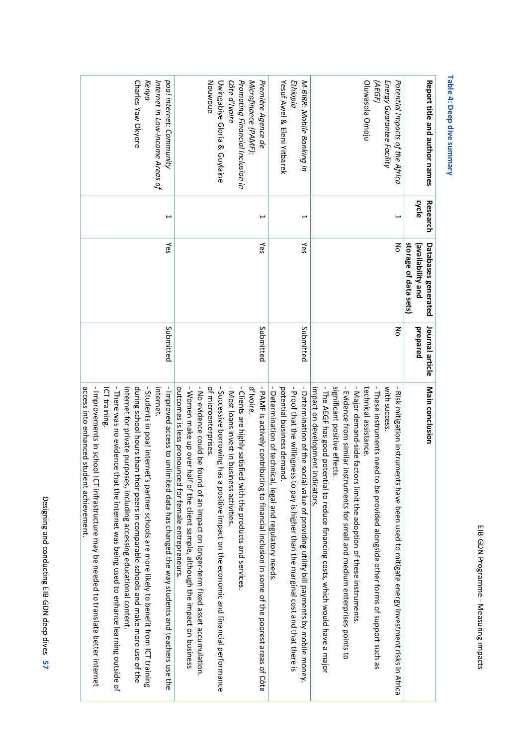**Table 4: Deep dive summary**

| Report title and author names | Research cycle | Databases generated (availability and storage of data sets) | Journal article prepared | Main conclusion |
|---|---|---|---|---|
| *Potential Impacts of the Africa Energy Guarantee Facility (AEGF)* Oluwasola Omoju | 1 | No | No | - Risk mitigation instruments have been used to mitigate energy investment risks in Africa with success.<br>- These instruments need to be provided alongside other forms of support such as technical assistance.<br>- Major demand-side factors limit the adoption of these instruments.<br>- Evidence from similar instruments for small and medium enterprises points to significant positive effects.<br>- The AEGF has good potential to reduce financing costs, which would have a major impact on development indicators. |
| *M-BIRR: Mobile Banking in Ethiopia* Yesuf Awel & Eleni Yitbarek | 1 | Yes | Submitted | - Determination of the social value of providing utility bill payments by mobile money.<br>- Proof that the willingness to pay is higher than the marginal cost and that there is potential business demand.<br>- Determination of technical, legal and regulatory needs. |
| *Première Agence de Microfinance (PAMF): Promoting Financial Inclusion in Côte d'Ivoire* Uwingabiye Gloria & Guylaine Nouwoue | 1 | Yes | Submitted | - PAMF is actively contributing to financial inclusion in some of the poorest areas of Côte d'Ivoire.<br>- Clients are highly satisfied with the products and services.<br>- Most loans invest in business activities.<br>- Successive borrowing has a positive impact on the economic and financial performance of microenterprises.<br>- No evidence could be found of an impact on longer-term fixed asset accumulation.<br>- Women make up over half of the client sample, although the impact on business outcomes is less pronounced for female entrepreneurs. |
| *poa! internet: Community Internet in Low-income Areas of Kenya* Charles Yaw Okyere | 1 | Yes | Submitted | - Improved access to unlimited data has changed the way students and teachers use the internet.<br>- Students in poa! internet's partner schools are more likely to benefit from ICT training during school hours than their peers in comparable schools and make more use of the internet for private purposes, including accessing educational content.<br>- There was no evidence that the internet was being used to enhance learning outside of ICT training.<br>- Improvements in school ICT infrastructure may be needed to translate better internet access into enhanced student achievement. |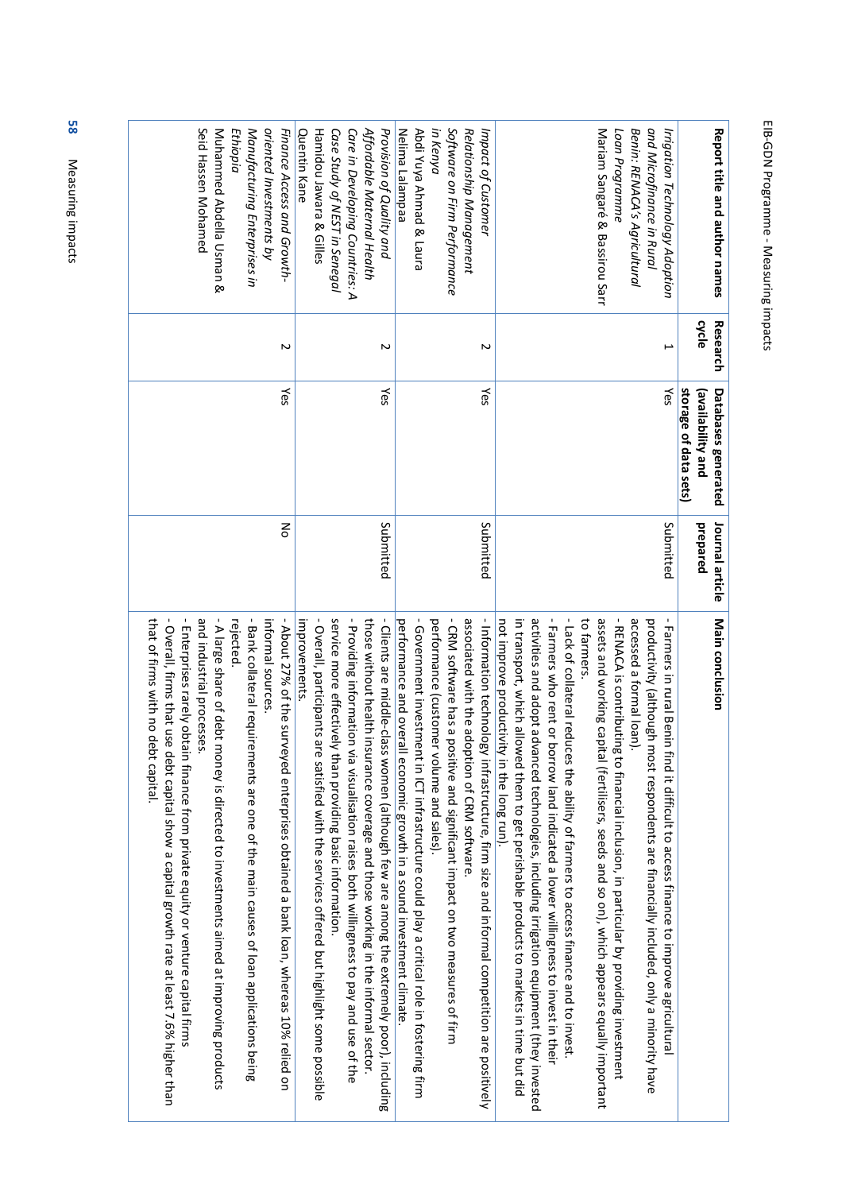| Report title and author names | Research cycle | Databases generated (availability and storage of data sets) | Journal article prepared | Main conclusion |
|---|---|---|---|---|
| *Irrigation Technology Adoption and Microfinance in Rural Benin: RENACA's Agricultural Loan Programme* Mariam Sangaré & Bassirou Sarr | 1 | Yes | Submitted | - Farmers in rural Benin find it difficult to access finance to improve agricultural productivity (although most respondents are financially included, only a minority have accessed a formal loan).<br>- RENACA is contributing to financial inclusion, in particular by providing investment assets and working capital (fertilisers, seeds and so on), which appears equally important to farmers.<br>- Lack of collateral reduces the ability of farmers to access finance and to invest.<br>- Farmers who rent or borrow land indicated a lower willingness to invest in their activities and adopt advanced technologies, including irrigation equipment (they invested in transport, which allowed them to get perishable products to markets in time but did not improve productivity in the long run). |
| *Impact of Customer Relationship Management Software on Firm Performance in Kenya* Abdi Yuya Ahmad & Laura Nelima Lalampaa | 2 | Yes | Submitted | - Information technology infrastructure, firm size and informal competition are positively associated with the adoption of CRM software.<br>- CRM software has a positive and significant impact on two measures of firm performance (customer volume and sales).<br>- Government investment in ICT infrastructure could play a critical role in fostering firm performance and overall economic growth in a sound investment climate. |
| *Provision of Quality and Affordable Maternal Health Care in Developing Countries: A Case Study of NEST in Senegal* Hamidou Jawara & Gilles Quentin Kane | 2 | Yes | Submitted | - Clients are middle-class women (although few are among the extremely poor), including those without health insurance coverage and those working in the informal sector.<br>- Providing information via visualisation raises both willingness to pay and use of the service more effectively than providing basic information.<br>- Overall, participants are satisfied with the services offered but highlight some possible improvements. |
| *Finance Access and Growth-oriented Investments by Manufacturing Enterprises in Ethiopia* Muhammed Abdella Usman & Seid Hassen Mohamed | 2 | Yes | No | - About 27% of the surveyed enterprises obtained a bank loan, whereas 10% relied on informal sources.<br>- Bank collateral requirements are one of the main causes of loan applications being rejected.<br>- A large share of debt money is directed to investments aimed at improving products and industrial processes.<br>- Enterprises rarely obtain finance from private equity or venture capital firms<br>- Overall, firms that use debt capital show a capital growth rate at least 7.6% higher than that of firms with no debt capital. |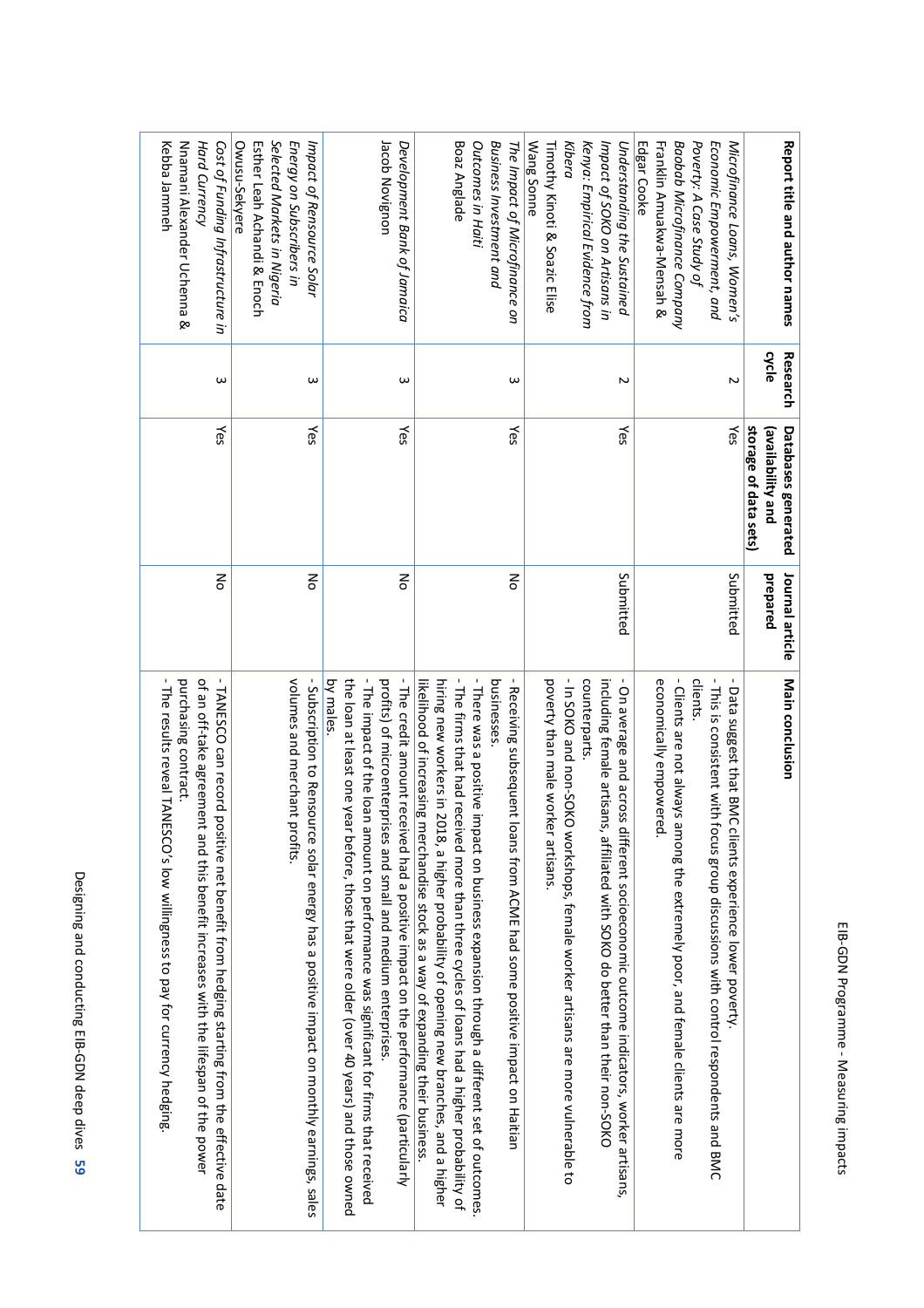| Report title and author names | Research cycle | Databases generated (availability and storage of data sets) | Journal article prepared | Main conclusion |
|---|---|---|---|---|
| *Microfinance Loans, Women's Economic Empowerment, and Poverty: A Case Study of Baobab Microfinance Company* Franklin Amuakwa-Mensah & Edgar Cooke | 2 | Yes | Submitted | - Data suggest that BMC clients experience lower poverty. - This is consistent with focus group discussions with control respondents and BMC clients. - Clients are not always among the extremely poor, and female clients are more economically empowered. |
| *Understanding the Sustained Impact of SOKO on Artisans in Kenya: Empirical Evidence from Kibera* Timothy Kinoti & Soazic Elise Wang Sonne | 2 | Yes | Submitted | - On average and across different socioeconomic outcome indicators, worker artisans, including female artisans, affiliated with SOKO do better than their non-SOKO counterparts. - In SOKO and non-SOKO workshops, female worker artisans are more vulnerable to poverty than male worker artisans. |
| *The Impact of Microfinance on Business Investment and Outcomes in Haiti* Boaz Anglade | 3 | Yes | No | - Receiving subsequent loans from ACME had some positive impact on Haitian businesses. - There was a positive impact on business expansion through a different set of outcomes. - The firms that had received more than three cycles of loans had a higher probability of hiring new workers in 2018, a higher probability of opening new branches, and a higher likelihood of increasing merchandise stock as a way of expanding their business. |
| *Development Bank of Jamaica* Jacob Novignon | 3 | Yes | No | - The credit amount received had a positive impact on the performance (particularly profits) of microenterprises and small and medium enterprises. - The impact of the loan amount on performance was significant for firms that received the loan at least one year before, those that were older (over 40 years) and those owned by males. |
| *Impact of Rensource Solar Energy on Subscribers in Selected Markets in Nigeria* Esther Leah Achandi & Enoch Owusu-Sekyere | 3 | Yes | No | - Subscription to Rensource solar energy has a positive impact on monthly earnings, sales volumes and merchant profits. |
| *Cost of Funding Infrastructure in Hard Currency* Nnamani Alexander Uchenna & Kebba Jammeh | 3 | Yes | No | - TANESCO can record positive net benefit from hedging starting from the effective date of an off-take agreement and this benefit increases with the lifespan of the power purchasing contract. - The results reveal TANESCO's low willingness to pay for currency hedging. |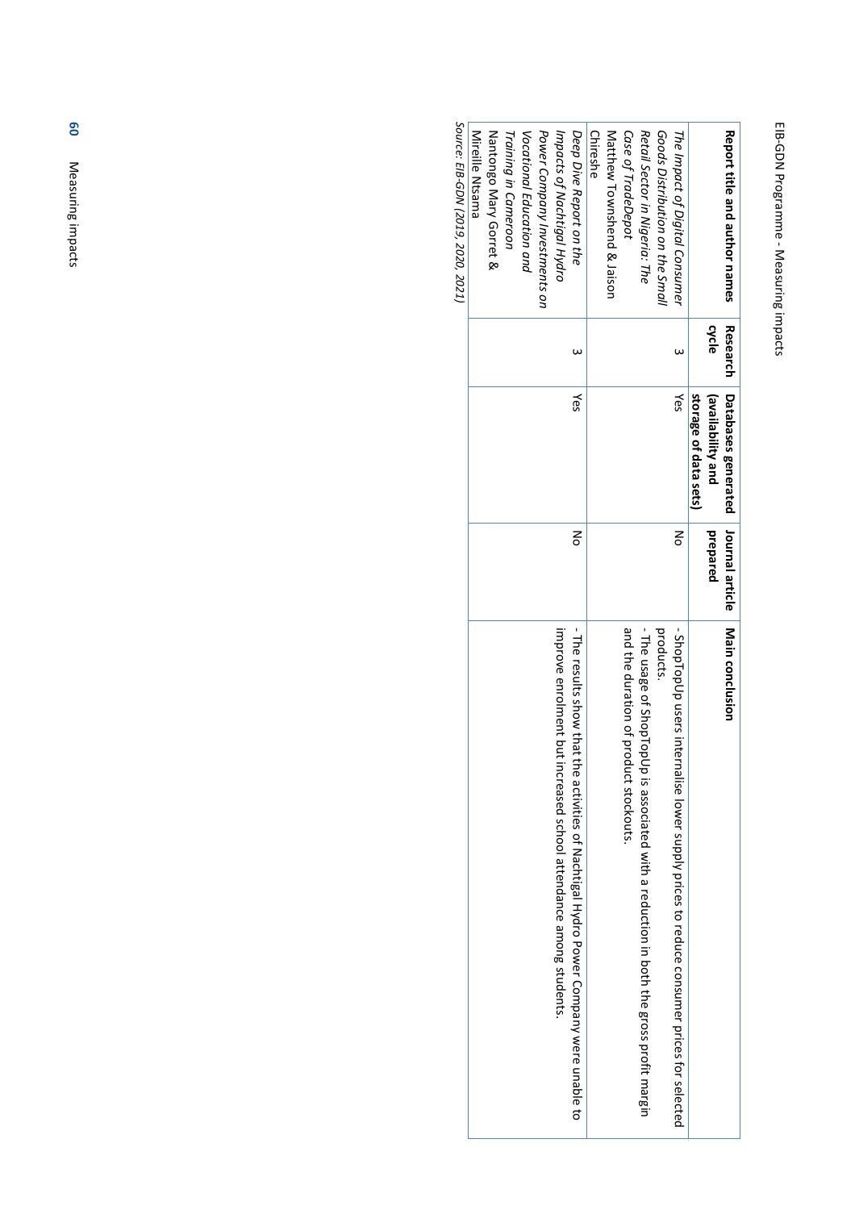| Report title and author names | Research cycle | Databases generated (availability and storage of data sets) | Journal article prepared | Main conclusion |
| --- | --- | --- | --- | --- |
| *The Impact of Digital Consumer Goods Distribution on the Small Retail Sector in Nigeria: The Case of TradeDepot* Matthew Townshend & Jaison Chireshe | 3 | Yes | No | - ShopTopUp users internalise lower supply prices to reduce consumer prices for selected products.<br>- The usage of ShopTopUp is associated with a reduction in both the gross profit margin and the duration of product stockouts. |
| *Deep Dive Report on the Impacts of Nachtigal Hydro Power Company Investments on Vocational Education and Training in Cameroon* Nantongo Mary Gorret & Mireille Ntsama | 3 | Yes | No | - The results show that the activities of Nachtigal Hydro Power Company were unable to improve enrolment but increased school attendance among students. |

*Source: EIB-GDN (2019, 2020, 2021)*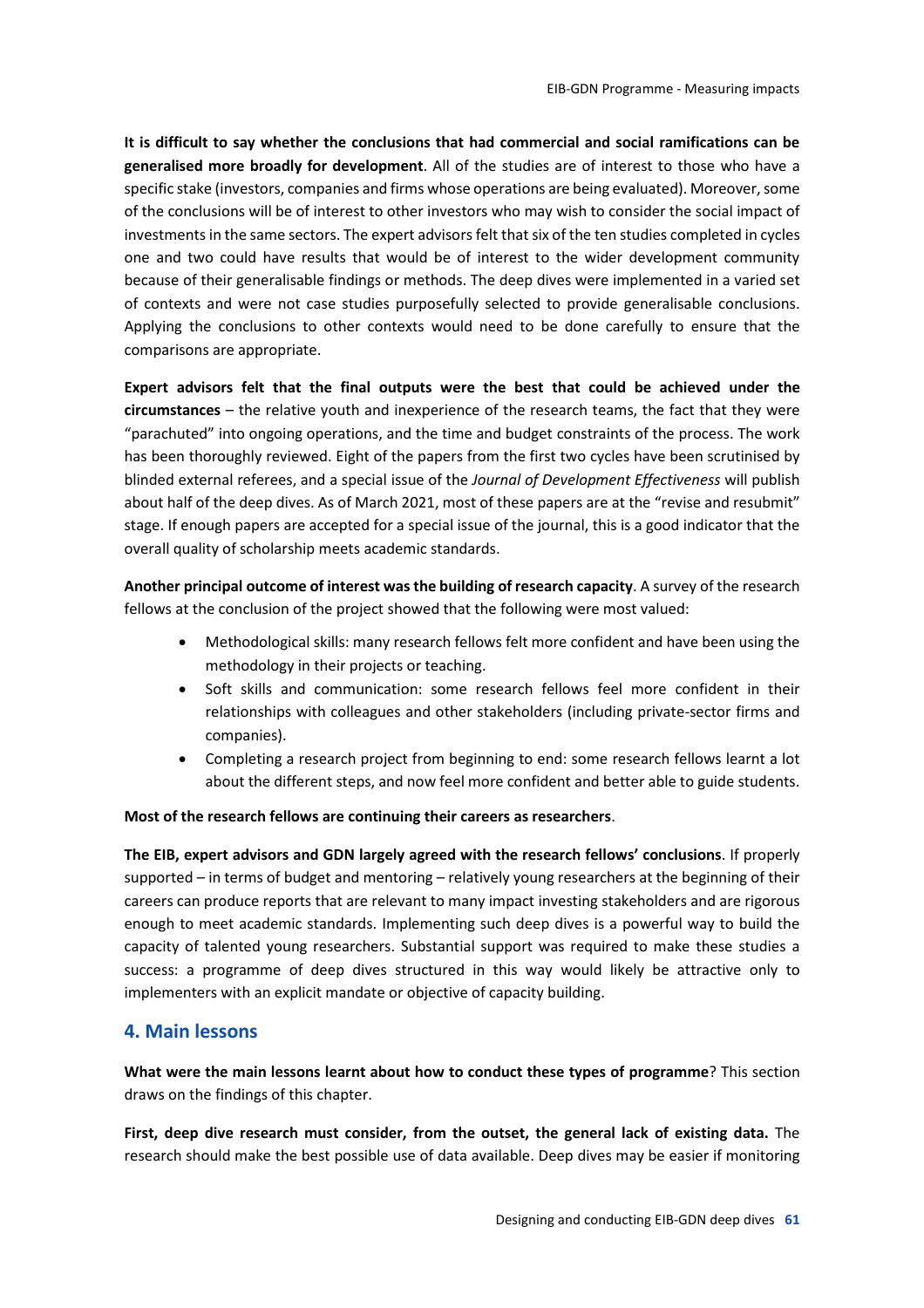**It is difficult to say whether the conclusions that had commercial and social ramifications can be generalised more broadly for development**. All of the studies are of interest to those who have a specific stake (investors, companies and firms whose operations are being evaluated). Moreover, some of the conclusions will be of interest to other investors who may wish to consider the social impact of investments in the same sectors. The expert advisors felt that six of the ten studies completed in cycles one and two could have results that would be of interest to the wider development community because of their generalisable findings or methods. The deep dives were implemented in a varied set of contexts and were not case studies purposefully selected to provide generalisable conclusions. Applying the conclusions to other contexts would need to be done carefully to ensure that the comparisons are appropriate.

**Expert advisors felt that the final outputs were the best that could be achieved under the circumstances** – the relative youth and inexperience of the research teams, the fact that they were "parachuted" into ongoing operations, and the time and budget constraints of the process. The work has been thoroughly reviewed. Eight of the papers from the first two cycles have been scrutinised by blinded external referees, and a special issue of the *Journal of Development Effectiveness* will publish about half of the deep dives. As of March 2021, most of these papers are at the "revise and resubmit" stage. If enough papers are accepted for a special issue of the journal, this is a good indicator that the overall quality of scholarship meets academic standards.

**Another principal outcome of interest was the building of research capacity**. A survey of the research fellows at the conclusion of the project showed that the following were most valued:

- Methodological skills: many research fellows felt more confident and have been using the methodology in their projects or teaching.
- Soft skills and communication: some research fellows feel more confident in their relationships with colleagues and other stakeholders (including private-sector firms and companies).
- Completing a research project from beginning to end: some research fellows learnt a lot about the different steps, and now feel more confident and better able to guide students.

**Most of the research fellows are continuing their careers as researchers**.

**The EIB, expert advisors and GDN largely agreed with the research fellows' conclusions**. If properly supported – in terms of budget and mentoring – relatively young researchers at the beginning of their careers can produce reports that are relevant to many impact investing stakeholders and are rigorous enough to meet academic standards. Implementing such deep dives is a powerful way to build the capacity of talented young researchers. Substantial support was required to make these studies a success: a programme of deep dives structured in this way would likely be attractive only to implementers with an explicit mandate or objective of capacity building.

## 4. Main lessons

**What were the main lessons learnt about how to conduct these types of programme**? This section draws on the findings of this chapter.

**First, deep dive research must consider, from the outset, the general lack of existing data.** The research should make the best possible use of data available. Deep dives may be easier if monitoring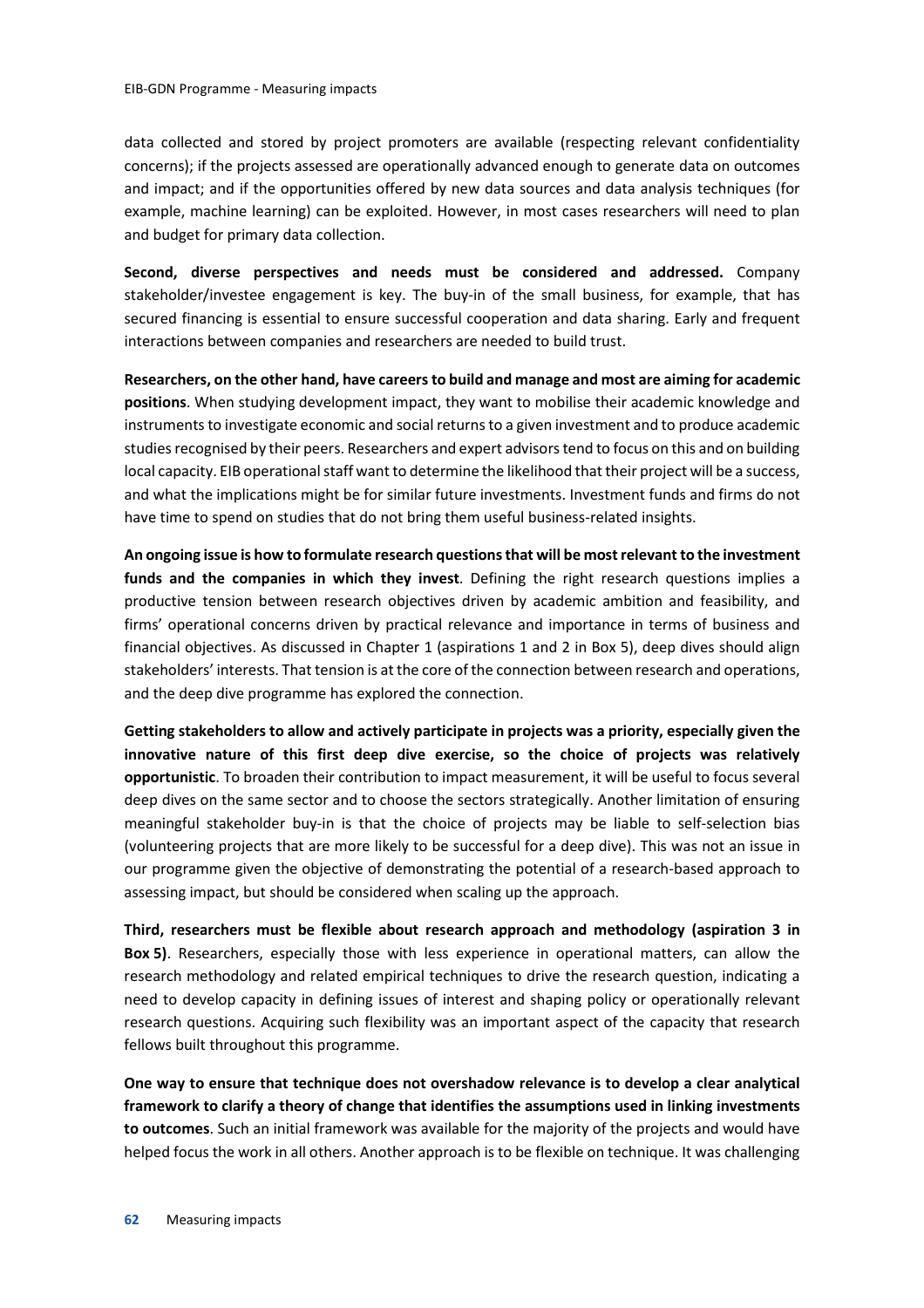data collected and stored by project promoters are available (respecting relevant confidentiality concerns); if the projects assessed are operationally advanced enough to generate data on outcomes and impact; and if the opportunities offered by new data sources and data analysis techniques (for example, machine learning) can be exploited. However, in most cases researchers will need to plan and budget for primary data collection.

**Second, diverse perspectives and needs must be considered and addressed.** Company stakeholder/investee engagement is key. The buy-in of the small business, for example, that has secured financing is essential to ensure successful cooperation and data sharing. Early and frequent interactions between companies and researchers are needed to build trust.

**Researchers, on the other hand, have careers to build and manage and most are aiming for academic positions**. When studying development impact, they want to mobilise their academic knowledge and instruments to investigate economic and social returns to a given investment and to produce academic studies recognised by their peers. Researchers and expert advisors tend to focus on this and on building local capacity. EIB operational staff want to determine the likelihood that their project will be a success, and what the implications might be for similar future investments. Investment funds and firms do not have time to spend on studies that do not bring them useful business-related insights.

**An ongoing issue is how to formulate research questions that will be most relevant to the investment funds and the companies in which they invest**. Defining the right research questions implies a productive tension between research objectives driven by academic ambition and feasibility, and firms' operational concerns driven by practical relevance and importance in terms of business and financial objectives. As discussed in Chapter 1 (aspirations 1 and 2 in Box 5), deep dives should align stakeholders' interests. That tension is at the core of the connection between research and operations, and the deep dive programme has explored the connection.

**Getting stakeholders to allow and actively participate in projects was a priority, especially given the innovative nature of this first deep dive exercise, so the choice of projects was relatively opportunistic**. To broaden their contribution to impact measurement, it will be useful to focus several deep dives on the same sector and to choose the sectors strategically. Another limitation of ensuring meaningful stakeholder buy-in is that the choice of projects may be liable to self-selection bias (volunteering projects that are more likely to be successful for a deep dive). This was not an issue in our programme given the objective of demonstrating the potential of a research-based approach to assessing impact, but should be considered when scaling up the approach.

**Third, researchers must be flexible about research approach and methodology (aspiration 3 in Box 5)**. Researchers, especially those with less experience in operational matters, can allow the research methodology and related empirical techniques to drive the research question, indicating a need to develop capacity in defining issues of interest and shaping policy or operationally relevant research questions. Acquiring such flexibility was an important aspect of the capacity that research fellows built throughout this programme.

**One way to ensure that technique does not overshadow relevance is to develop a clear analytical framework to clarify a theory of change that identifies the assumptions used in linking investments to outcomes**. Such an initial framework was available for the majority of the projects and would have helped focus the work in all others. Another approach is to be flexible on technique. It was challenging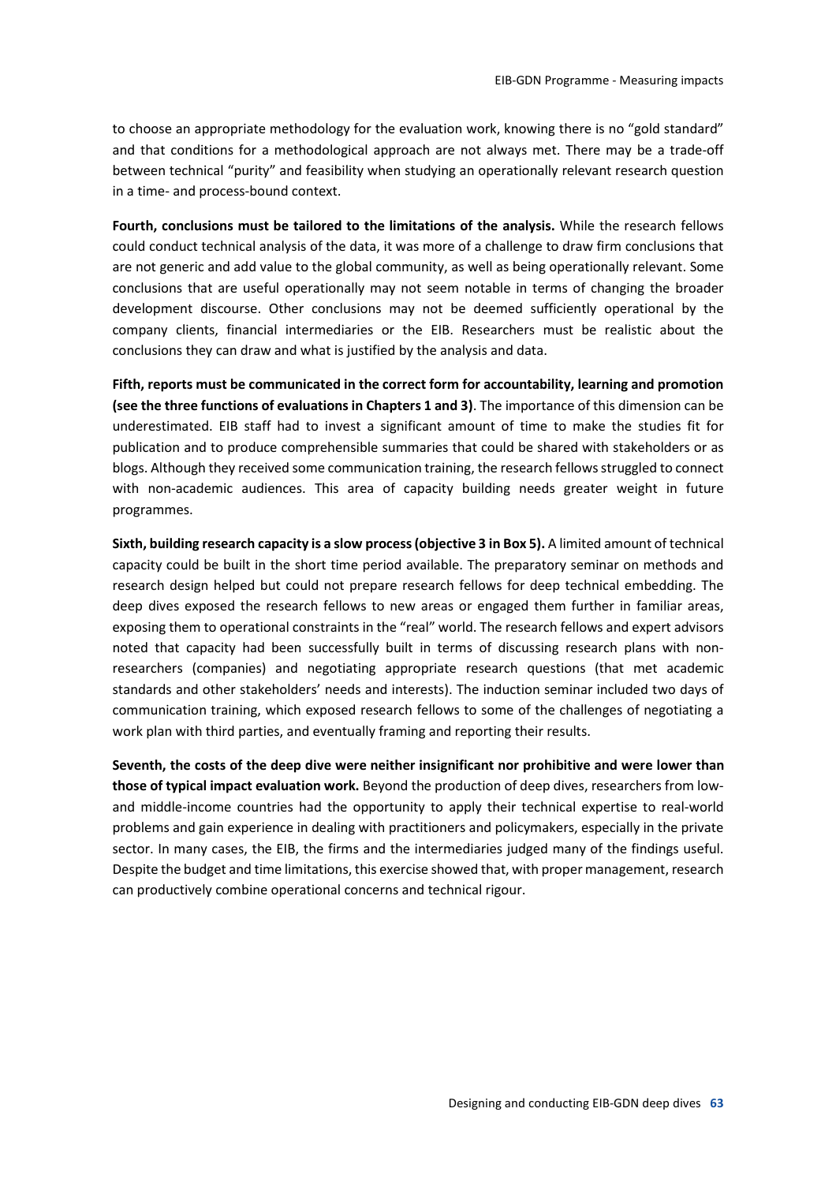to choose an appropriate methodology for the evaluation work, knowing there is no "gold standard" and that conditions for a methodological approach are not always met. There may be a trade-off between technical "purity" and feasibility when studying an operationally relevant research question in a time- and process-bound context.

**Fourth, conclusions must be tailored to the limitations of the analysis.** While the research fellows could conduct technical analysis of the data, it was more of a challenge to draw firm conclusions that are not generic and add value to the global community, as well as being operationally relevant. Some conclusions that are useful operationally may not seem notable in terms of changing the broader development discourse. Other conclusions may not be deemed sufficiently operational by the company clients, financial intermediaries or the EIB. Researchers must be realistic about the conclusions they can draw and what is justified by the analysis and data.

**Fifth, reports must be communicated in the correct form for accountability, learning and promotion (see the three functions of evaluations in Chapters 1 and 3)**. The importance of this dimension can be underestimated. EIB staff had to invest a significant amount of time to make the studies fit for publication and to produce comprehensible summaries that could be shared with stakeholders or as blogs. Although they received some communication training, the research fellows struggled to connect with non-academic audiences. This area of capacity building needs greater weight in future programmes.

**Sixth, building research capacity is a slow process (objective 3 in Box 5).** A limited amount of technical capacity could be built in the short time period available. The preparatory seminar on methods and research design helped but could not prepare research fellows for deep technical embedding. The deep dives exposed the research fellows to new areas or engaged them further in familiar areas, exposing them to operational constraints in the "real" world. The research fellows and expert advisors noted that capacity had been successfully built in terms of discussing research plans with non-researchers (companies) and negotiating appropriate research questions (that met academic standards and other stakeholders' needs and interests). The induction seminar included two days of communication training, which exposed research fellows to some of the challenges of negotiating a work plan with third parties, and eventually framing and reporting their results.

**Seventh, the costs of the deep dive were neither insignificant nor prohibitive and were lower than those of typical impact evaluation work.** Beyond the production of deep dives, researchers from low- and middle-income countries had the opportunity to apply their technical expertise to real-world problems and gain experience in dealing with practitioners and policymakers, especially in the private sector. In many cases, the EIB, the firms and the intermediaries judged many of the findings useful. Despite the budget and time limitations, this exercise showed that, with proper management, research can productively combine operational concerns and technical rigour.